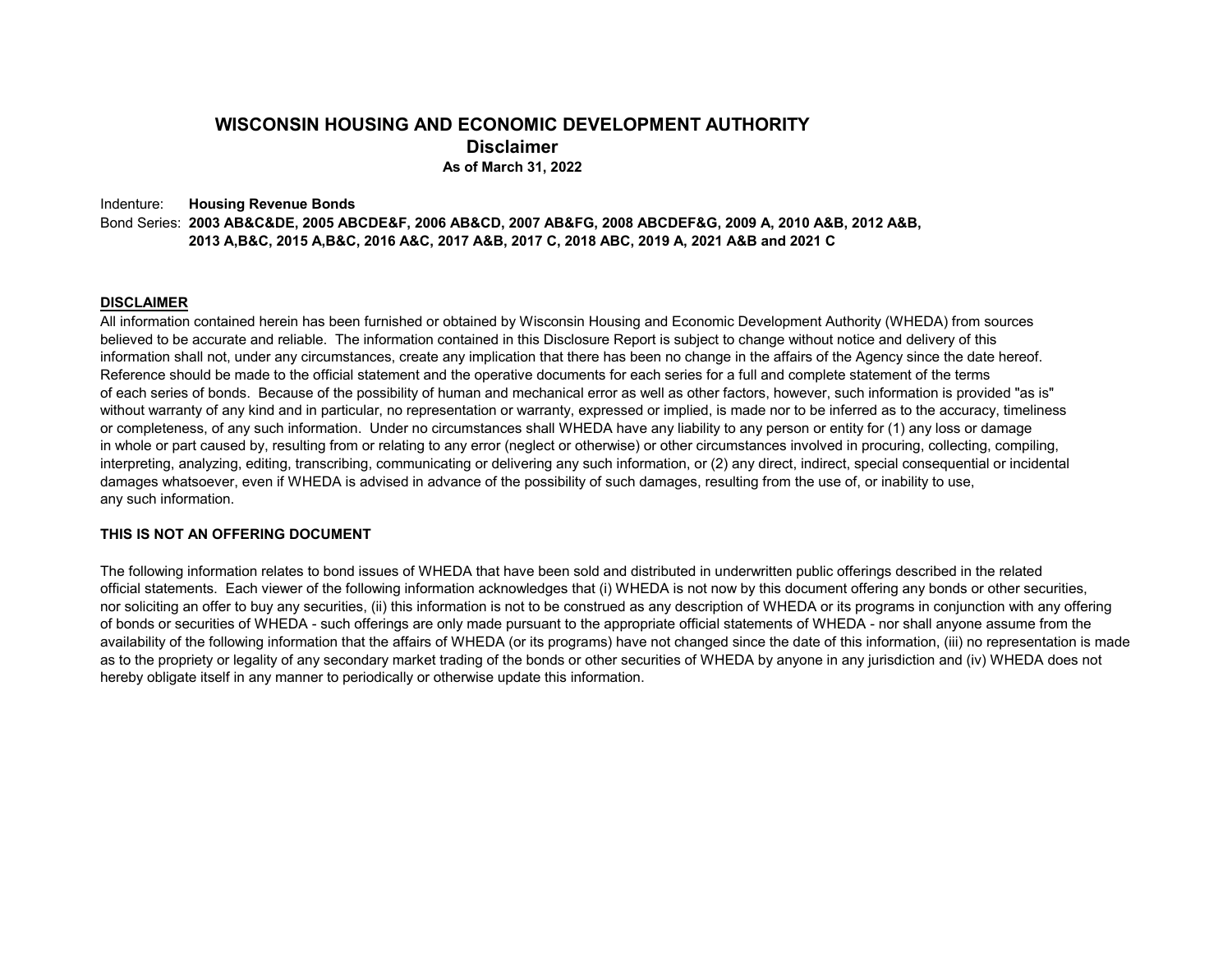# WISCONSIN HOUSING AND ECONOMIC DEVELOPMENT AUTHORITY

## Disclaimer

**As of March 31, 2022**

Indenture: **Housing Revenue Bonds**

Bond Series: **2003 AB&C&DE, 2005 ABCDE&F, 2006 AB&CD, 2007 AB&FG, 2008 ABCDEF&G, 2009 A, 2010 A&B, 2012 A&B, 2013 A,B&C, 2015 A,B&C, 2016 A&C, 2017 A&B, 2017 C, 2018 ABC, 2019 A, 2021 A&B and 2021 C**

**DISCLAIMER**

All information contained herein has been furnished or obtained by Wisconsin Housing and Economic Development Authority (WHEDA) from sources believed to be accurate and reliable. The information contained in this Disclosure Report is subject to change without notice and delivery of this information shall not, under any circumstances, create any implication that there has been no change in the affairs of the Agency since the date hereof. Reference should be made to the official statement and the operative documents for each series for a full and complete statement of the terms of each series of bonds. Because of the possibility of human and mechanical error as well as other factors, however, such information is provided "as is" without warranty of any kind and in particular, no representation or warranty, expressed or implied, is made nor to be inferred as to the accuracy, timeliness or completeness, of any such information. Under no circumstances shall WHEDA have any liability to any person or entity for (1) any loss or damage in whole or part caused by, resulting from or relating to any error (neglect or otherwise) or other circumstances involved in procuring, collecting, compiling, interpreting, analyzing, editing, transcribing, communicating or delivering any such information, or (2) any direct, indirect, special consequential or incidental damages whatsoever, even if WHEDA is advised in advance of the possibility of such damages, resulting from the use of, or inability to use, any such information.

**THIS IS NOT AN OFFERING DOCUMENT**

The following information relates to bond issues of WHEDA that have been sold and distributed in underwritten public offerings described in the related official statements. Each viewer of the following information acknowledges that (i) WHEDA is not now by this document offering any bonds or other securities, nor soliciting an offer to buy any securities, (ii) this information is not to be construed as any description of WHEDA or its programs in conjunction with any offering of bonds or securities of WHEDA - such offerings are only made pursuant to the appropriate official statements of WHEDA - nor shall anyone assume from the availability of the following information that the affairs of WHEDA (or its programs) have not changed since the date of this information, (iii) no representation is made as to the propriety or legality of any secondary market trading of the bonds or other securities of WHEDA by anyone in any jurisdiction and (iv) WHEDA does not hereby obligate itself in any manner to periodically or otherwise update this information.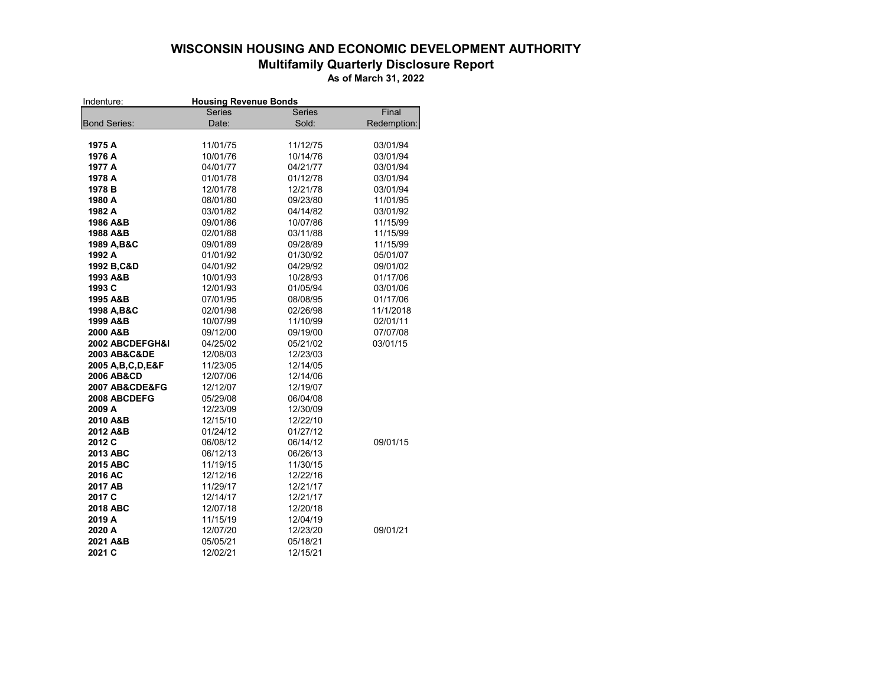# WISCONSIN HOUSING AND ECONOMIC DEVELOPMENT AUTHORITY
## Multifamily Quarterly Disclosure Report
### As of March 31, 2022

Indenture: **Housing Revenue Bonds**

| Bond Series: | Series Date: | Series Sold: | Final Redemption: |
|---|---|---|---|
| **1975 A** | 11/01/75 | 11/12/75 | 03/01/94 |
| **1976 A** | 10/01/76 | 10/14/76 | 03/01/94 |
| **1977 A** | 04/01/77 | 04/21/77 | 03/01/94 |
| **1978 A** | 01/01/78 | 01/12/78 | 03/01/94 |
| **1978 B** | 12/01/78 | 12/21/78 | 03/01/94 |
| **1980 A** | 08/01/80 | 09/23/80 | 11/01/95 |
| **1982 A** | 03/01/82 | 04/14/82 | 03/01/92 |
| **1986 A&B** | 09/01/86 | 10/07/86 | 11/15/99 |
| **1988 A&B** | 02/01/88 | 03/11/88 | 11/15/99 |
| **1989 A,B&C** | 09/01/89 | 09/28/89 | 11/15/99 |
| **1992 A** | 01/01/92 | 01/30/92 | 05/01/07 |
| **1992 B,C&D** | 04/01/92 | 04/29/92 | 09/01/02 |
| **1993 A&B** | 10/01/93 | 10/28/93 | 01/17/06 |
| **1993 C** | 12/01/93 | 01/05/94 | 03/01/06 |
| **1995 A&B** | 07/01/95 | 08/08/95 | 01/17/06 |
| **1998 A,B&C** | 02/01/98 | 02/26/98 | 11/1/2018 |
| **1999 A&B** | 10/07/99 | 11/10/99 | 02/01/11 |
| **2000 A&B** | 09/12/00 | 09/19/00 | 07/07/08 |
| **2002 ABCDEFGH&I** | 04/25/02 | 05/21/02 | 03/01/15 |
| **2003 AB&C&DE** | 12/08/03 | 12/23/03 | |
| **2005 A,B,C,D,E&F** | 11/23/05 | 12/14/05 | |
| **2006 AB&CD** | 12/07/06 | 12/14/06 | |
| **2007 AB&CDE&FG** | 12/12/07 | 12/19/07 | |
| **2008 ABCDEFG** | 05/29/08 | 06/04/08 | |
| **2009 A** | 12/23/09 | 12/30/09 | |
| **2010 A&B** | 12/15/10 | 12/22/10 | |
| **2012 A&B** | 01/24/12 | 01/27/12 | |
| **2012 C** | 06/08/12 | 06/14/12 | 09/01/15 |
| **2013 ABC** | 06/12/13 | 06/26/13 | |
| **2015 ABC** | 11/19/15 | 11/30/15 | |
| **2016 AC** | 12/12/16 | 12/22/16 | |
| **2017 AB** | 11/29/17 | 12/21/17 | |
| **2017 C** | 12/14/17 | 12/21/17 | |
| **2018 ABC** | 12/07/18 | 12/20/18 | |
| **2019 A** | 11/15/19 | 12/04/19 | |
| **2020 A** | 12/07/20 | 12/23/20 | 09/01/21 |
| **2021 A&B** | 05/05/21 | 05/18/21 | |
| **2021 C** | 12/02/21 | 12/15/21 | |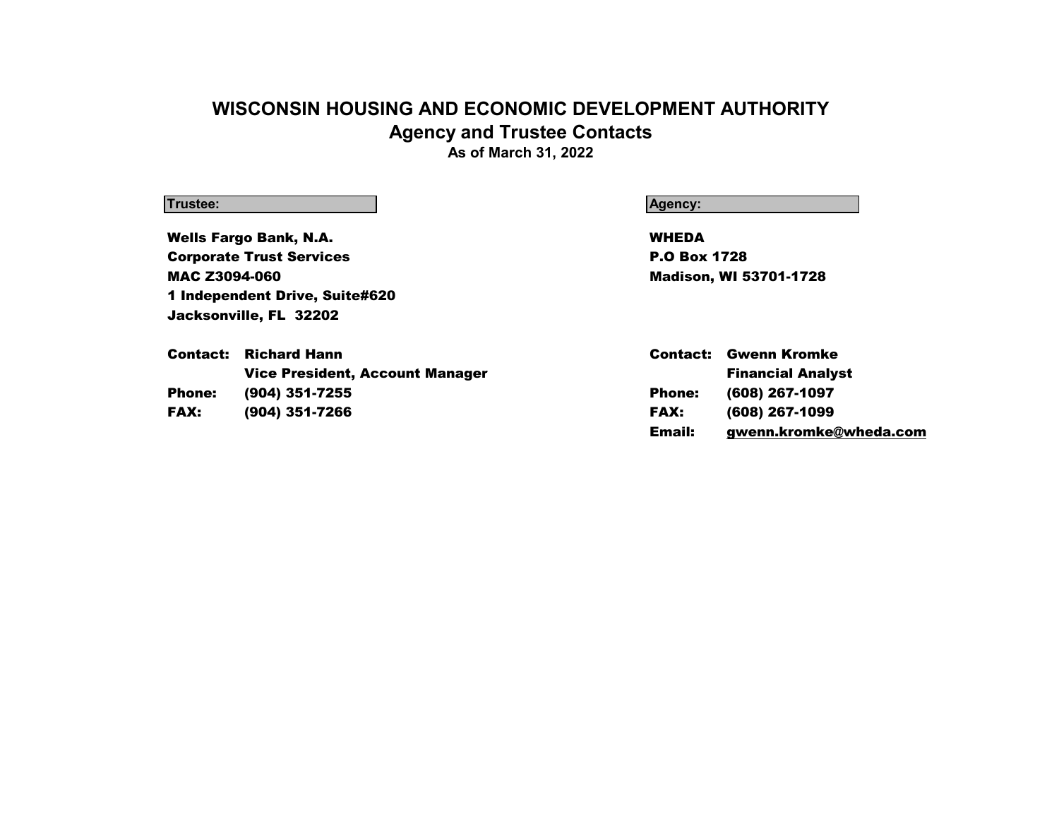# WISCONSIN HOUSING AND ECONOMIC DEVELOPMENT AUTHORITY
## Agency and Trustee Contacts
### As of March 31, 2022

**Trustee:**

**Wells Fargo Bank, N.A.**
**Corporate Trust Services**
**MAC Z3094-060**
**1 Independent Drive, Suite#620**
**Jacksonville, FL 32202**

| | |
|---|---|
| **Contact:** | **Richard Hann** |
| | **Vice President, Account Manager** |
| **Phone:** | **(904) 351-7255** |
| **FAX:** | **(904) 351-7266** |

**Agency:**

**WHEDA**
**P.O Box 1728**
**Madison, WI 53701-1728**

| | |
|---|---|
| **Contact:** | **Gwenn Kromke** |
| | **Financial Analyst** |
| **Phone:** | **(608) 267-1097** |
| **FAX:** | **(608) 267-1099** |
| **Email:** | **gwenn.kromke@wheda.com** |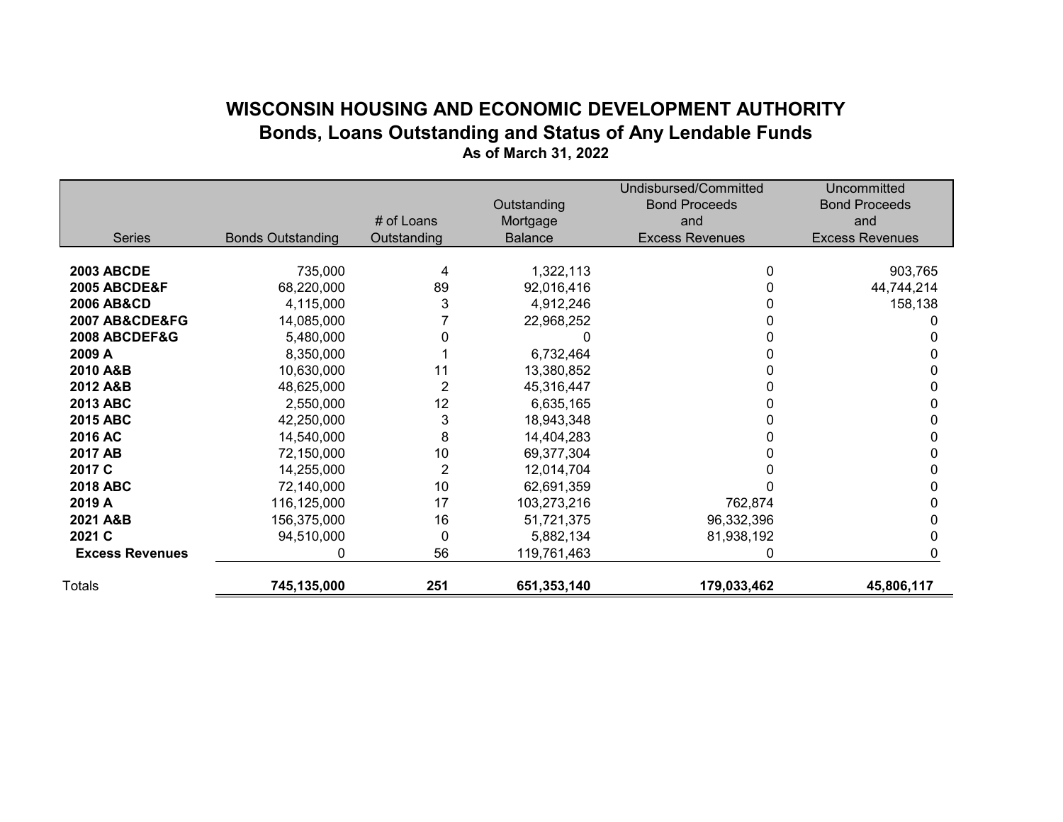# WISCONSIN HOUSING AND ECONOMIC DEVELOPMENT AUTHORITY

## Bonds, Loans Outstanding and Status of Any Lendable Funds

### As of March 31, 2022

| Series | Bonds Outstanding | # of Loans Outstanding | Outstanding Mortgage Balance | Undisbursed/Committed Bond Proceeds and Excess Revenues | Uncommitted Bond Proceeds and Excess Revenues |
|---|---|---|---|---|---|
| **2003 ABCDE** | 735,000 | 4 | 1,322,113 | 0 | 903,765 |
| **2005 ABCDE&F** | 68,220,000 | 89 | 92,016,416 | 0 | 44,744,214 |
| **2006 AB&CD** | 4,115,000 | 3 | 4,912,246 | 0 | 158,138 |
| **2007 AB&CDE&FG** | 14,085,000 | 7 | 22,968,252 | 0 | 0 |
| **2008 ABCDEF&G** | 5,480,000 | 0 | 0 | 0 | 0 |
| **2009 A** | 8,350,000 | 1 | 6,732,464 | 0 | 0 |
| **2010 A&B** | 10,630,000 | 11 | 13,380,852 | 0 | 0 |
| **2012 A&B** | 48,625,000 | 2 | 45,316,447 | 0 | 0 |
| **2013 ABC** | 2,550,000 | 12 | 6,635,165 | 0 | 0 |
| **2015 ABC** | 42,250,000 | 3 | 18,943,348 | 0 | 0 |
| **2016 AC** | 14,540,000 | 8 | 14,404,283 | 0 | 0 |
| **2017 AB** | 72,150,000 | 10 | 69,377,304 | 0 | 0 |
| **2017 C** | 14,255,000 | 2 | 12,014,704 | 0 | 0 |
| **2018 ABC** | 72,140,000 | 10 | 62,691,359 | 0 | 0 |
| **2019 A** | 116,125,000 | 17 | 103,273,216 | 762,874 | 0 |
| **2021 A&B** | 156,375,000 | 16 | 51,721,375 | 96,332,396 | 0 |
| **2021 C** | 94,510,000 | 0 | 5,882,134 | 81,938,192 | 0 |
| **Excess Revenues** | 0 | 56 | 119,761,463 | 0 | 0 |
| Totals | **745,135,000** | **251** | **651,353,140** | **179,033,462** | **45,806,117** |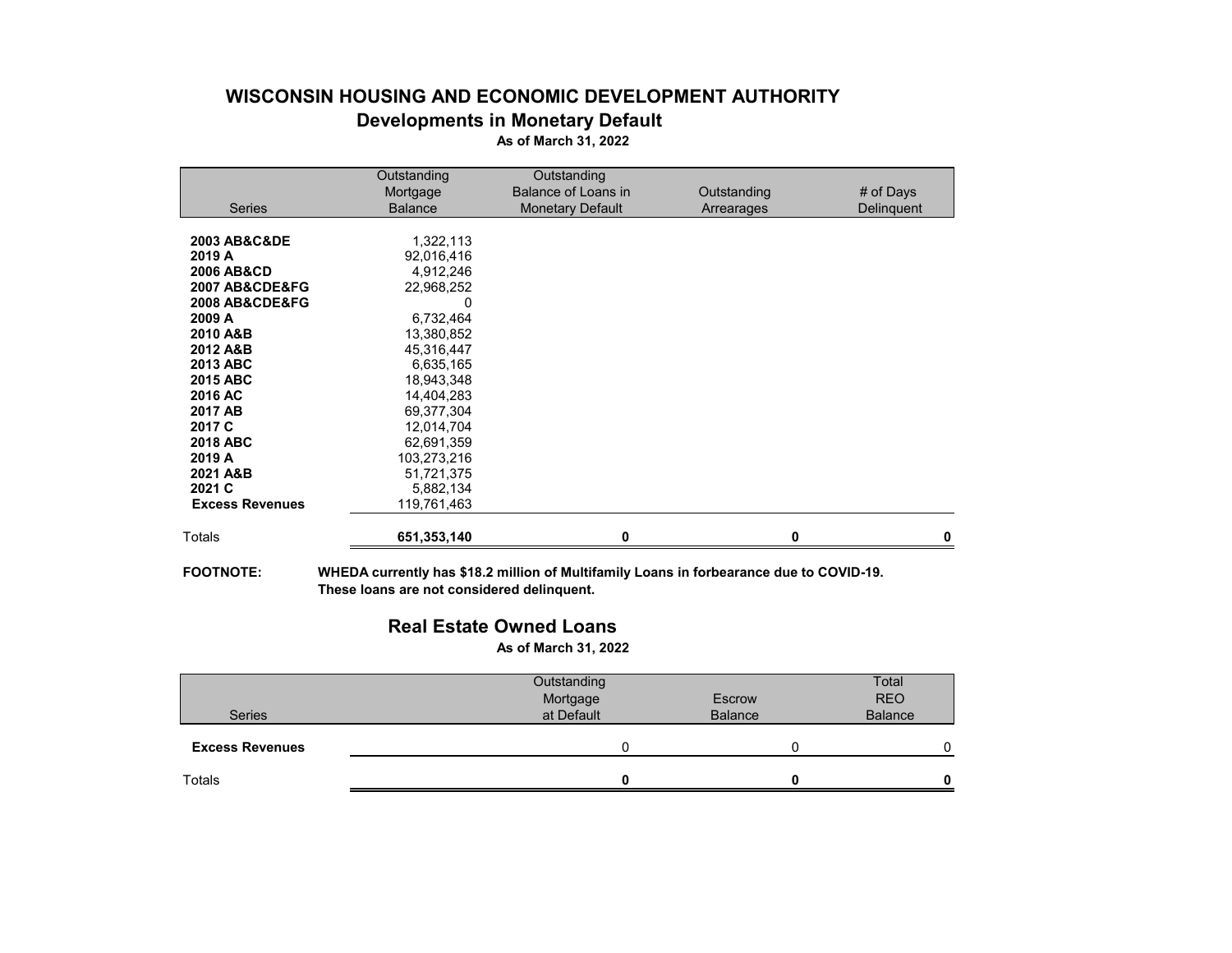# WISCONSIN HOUSING AND ECONOMIC DEVELOPMENT AUTHORITY

## Developments in Monetary Default

**As of March 31, 2022**

| Series | Outstanding Mortgage Balance | Outstanding Balance of Loans in Monetary Default | Outstanding Arrearages | # of Days Delinquent |
|---|---|---|---|---|
| **2003 AB&C&DE** | 1,322,113 | | | |
| **2019 A** | 92,016,416 | | | |
| **2006 AB&CD** | 4,912,246 | | | |
| **2007 AB&CDE&FG** | 22,968,252 | | | |
| **2008 AB&CDE&FG** | 0 | | | |
| **2009 A** | 6,732,464 | | | |
| **2010 A&B** | 13,380,852 | | | |
| **2012 A&B** | 45,316,447 | | | |
| **2013 ABC** | 6,635,165 | | | |
| **2015 ABC** | 18,943,348 | | | |
| **2016 AC** | 14,404,283 | | | |
| **2017 AB** | 69,377,304 | | | |
| **2017 C** | 12,014,704 | | | |
| **2018 ABC** | 62,691,359 | | | |
| **2019 A** | 103,273,216 | | | |
| **2021 A&B** | 51,721,375 | | | |
| **2021 C** | 5,882,134 | | | |
| **Excess Revenues** | 119,761,463 | | | |
| Totals | **651,353,140** | **0** | **0** | **0** |

**FOOTNOTE:** **WHEDA currently has $18.2 million of Multifamily Loans in forbearance due to COVID-19. These loans are not considered delinquent.**

## Real Estate Owned Loans

**As of March 31, 2022**

| Series | Outstanding Mortgage at Default | Escrow Balance | Total REO Balance |
|---|---|---|---|
| **Excess Revenues** | 0 | 0 | 0 |
| Totals | **0** | **0** | **0** |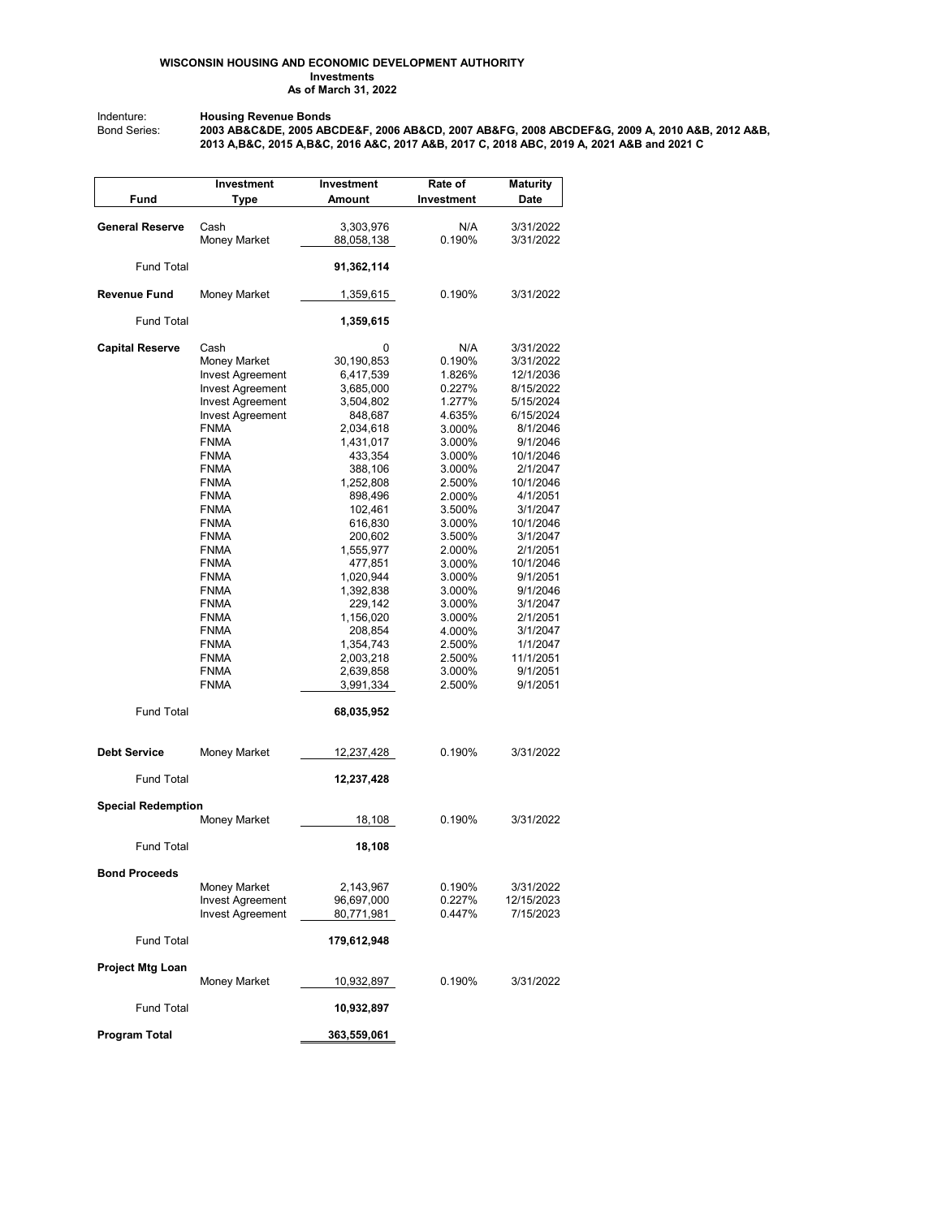**WISCONSIN HOUSING AND ECONOMIC DEVELOPMENT AUTHORITY**
**Investments**
**As of March 31, 2022**

Indenture: **Housing Revenue Bonds**
Bond Series: **2003 AB&C&DE, 2005 ABCDE&F, 2006 AB&CD, 2007 AB&FG, 2008 ABCDEF&G, 2009 A, 2010 A&B, 2012 A&B, 2013 A,B&C, 2015 A,B&C, 2016 A&C, 2017 A&B, 2017 C, 2018 ABC, 2019 A, 2021 A&B and 2021 C**

| Fund | Investment Type | Investment Amount | Rate of Investment | Maturity Date |
|---|---|---|---|---|
| **General Reserve** | Cash | 3,303,976 | N/A | 3/31/2022 |
| | Money Market | 88,058,138 | 0.190% | 3/31/2022 |
| Fund Total | | **91,362,114** | | |
| **Revenue Fund** | Money Market | 1,359,615 | 0.190% | 3/31/2022 |
| Fund Total | | **1,359,615** | | |
| **Capital Reserve** | Cash | 0 | N/A | 3/31/2022 |
| | Money Market | 30,190,853 | 0.190% | 3/31/2022 |
| | Invest Agreement | 6,417,539 | 1.826% | 12/1/2036 |
| | Invest Agreement | 3,685,000 | 0.227% | 8/15/2022 |
| | Invest Agreement | 3,504,802 | 1.277% | 5/15/2024 |
| | Invest Agreement | 848,687 | 4.635% | 6/15/2024 |
| | FNMA | 2,034,618 | 3.000% | 8/1/2046 |
| | FNMA | 1,431,017 | 3.000% | 9/1/2046 |
| | FNMA | 433,354 | 3.000% | 10/1/2046 |
| | FNMA | 388,106 | 3.000% | 2/1/2047 |
| | FNMA | 1,252,808 | 2.500% | 10/1/2046 |
| | FNMA | 898,496 | 2.000% | 4/1/2051 |
| | FNMA | 102,461 | 3.500% | 3/1/2047 |
| | FNMA | 616,830 | 3.000% | 10/1/2046 |
| | FNMA | 200,602 | 3.500% | 3/1/2047 |
| | FNMA | 1,555,977 | 2.000% | 2/1/2051 |
| | FNMA | 477,851 | 3.000% | 10/1/2046 |
| | FNMA | 1,020,944 | 3.000% | 9/1/2051 |
| | FNMA | 1,392,838 | 3.000% | 9/1/2046 |
| | FNMA | 229,142 | 3.000% | 3/1/2047 |
| | FNMA | 1,156,020 | 3.000% | 2/1/2051 |
| | FNMA | 208,854 | 4.000% | 3/1/2047 |
| | FNMA | 1,354,743 | 2.500% | 1/1/2047 |
| | FNMA | 2,003,218 | 2.500% | 11/1/2051 |
| | FNMA | 2,639,858 | 3.000% | 9/1/2051 |
| | FNMA | 3,991,334 | 2.500% | 9/1/2051 |
| Fund Total | | **68,035,952** | | |
| **Debt Service** | Money Market | 12,237,428 | 0.190% | 3/31/2022 |
| Fund Total | | **12,237,428** | | |
| **Special Redemption** | | | | |
| | Money Market | 18,108 | 0.190% | 3/31/2022 |
| Fund Total | | **18,108** | | |
| **Bond Proceeds** | | | | |
| | Money Market | 2,143,967 | 0.190% | 3/31/2022 |
| | Invest Agreement | 96,697,000 | 0.227% | 12/15/2023 |
| | Invest Agreement | 80,771,981 | 0.447% | 7/15/2023 |
| Fund Total | | **179,612,948** | | |
| **Project Mtg Loan** | | | | |
| | Money Market | 10,932,897 | 0.190% | 3/31/2022 |
| Fund Total | | **10,932,897** | | |
| **Program Total** | | **363,559,061** | | |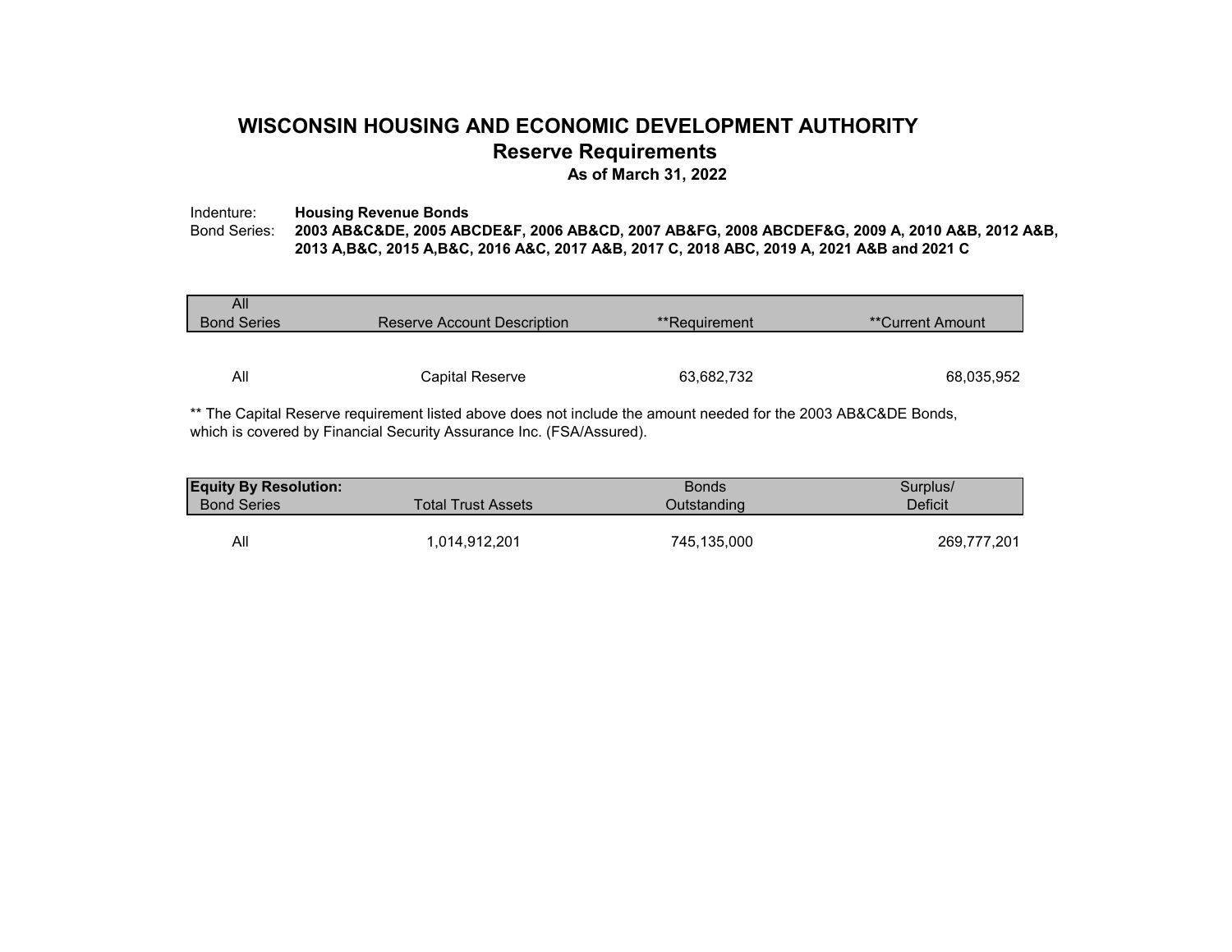# WISCONSIN HOUSING AND ECONOMIC DEVELOPMENT AUTHORITY

## Reserve Requirements

### As of March 31, 2022

Indenture: **Housing Revenue Bonds**

Bond Series: **2003 AB&C&DE, 2005 ABCDE&F, 2006 AB&CD, 2007 AB&FG, 2008 ABCDEF&G, 2009 A, 2010 A&B, 2012 A&B, 2013 A,B&C, 2015 A,B&C, 2016 A&C, 2017 A&B, 2017 C, 2018 ABC, 2019 A, 2021 A&B and 2021 C**

| All Bond Series | Reserve Account Description | **Requirement | **Current Amount |
|---|---|---|---|
| All | Capital Reserve | 63,682,732 | 68,035,952 |

** The Capital Reserve requirement listed above does not include the amount needed for the 2003 AB&C&DE Bonds, which is covered by Financial Security Assurance Inc. (FSA/Assured).

| **Equity By Resolution:** Bond Series | Total Trust Assets | Bonds Outstanding | Surplus/ Deficit |
|---|---|---|---|
| All | 1,014,912,201 | 745,135,000 | 269,777,201 |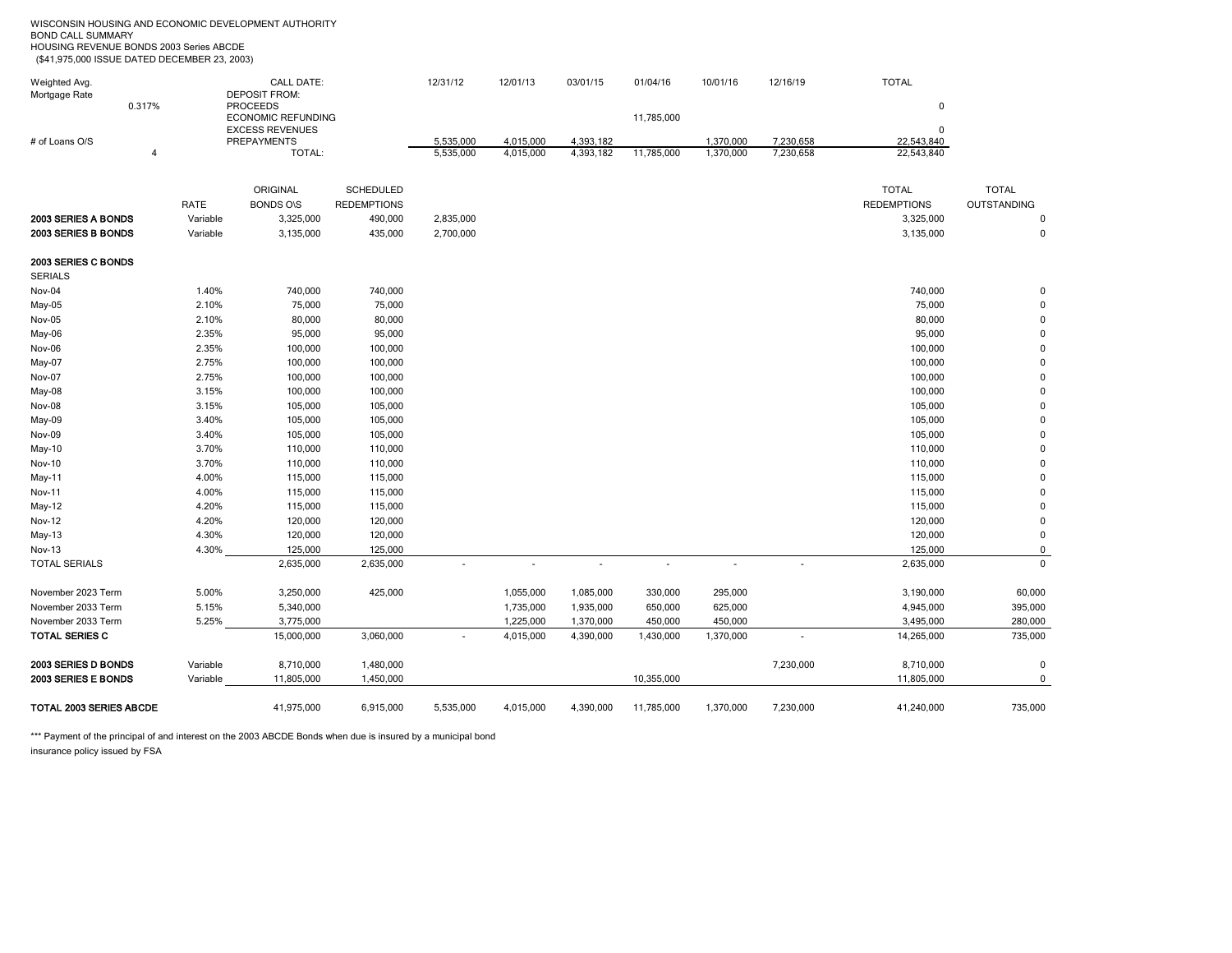WISCONSIN HOUSING AND ECONOMIC DEVELOPMENT AUTHORITY
BOND CALL SUMMARY
HOUSING REVENUE BONDS 2003 Series ABCDE
($41,975,000 ISSUE DATED DECEMBER 23, 2003)

| Weighted Avg. Mortgage Rate | | CALL DATE: | 12/31/12 | 12/01/13 | 03/01/15 | 01/04/16 | 10/01/16 | 12/16/19 | TOTAL |
|---|---|---|---|---|---|---|---|---|---|
| 0.317% | | DEPOSIT FROM: | | | | | | | |
| | | PROCEEDS | | | | | | | 0 |
| | | ECONOMIC REFUNDING | | | | 11,785,000 | | | |
| | | EXCESS REVENUES | | | | | | | 0 |
| # of Loans O/S | | PREPAYMENTS | 5,535,000 | 4,015,000 | 4,393,182 | | 1,370,000 | 7,230,658 | 22,543,840 |
| 4 | | TOTAL: | 5,535,000 | 4,015,000 | 4,393,182 | 11,785,000 | 1,370,000 | 7,230,658 | 22,543,840 |

| | RATE | ORIGINAL BONDS O\S | SCHEDULED REDEMPTIONS | 12/31/12 | 12/01/13 | 03/01/15 | 01/04/16 | 10/01/16 | 12/16/19 | TOTAL REDEMPTIONS | TOTAL OUTSTANDING |
|---|---|---|---|---|---|---|---|---|---|---|---|
| **2003 SERIES A BONDS** | Variable | 3,325,000 | 490,000 | 2,835,000 | | | | | | 3,325,000 | 0 |
| **2003 SERIES B BONDS** | Variable | 3,135,000 | 435,000 | 2,700,000 | | | | | | 3,135,000 | 0 |
| **2003 SERIES C BONDS** | | | | | | | | | | | |
| SERIALS | | | | | | | | | | | |
| Nov-04 | 1.40% | 740,000 | 740,000 | | | | | | | 740,000 | 0 |
| May-05 | 2.10% | 75,000 | 75,000 | | | | | | | 75,000 | 0 |
| Nov-05 | 2.10% | 80,000 | 80,000 | | | | | | | 80,000 | 0 |
| May-06 | 2.35% | 95,000 | 95,000 | | | | | | | 95,000 | 0 |
| Nov-06 | 2.35% | 100,000 | 100,000 | | | | | | | 100,000 | 0 |
| May-07 | 2.75% | 100,000 | 100,000 | | | | | | | 100,000 | 0 |
| Nov-07 | 2.75% | 100,000 | 100,000 | | | | | | | 100,000 | 0 |
| May-08 | 3.15% | 100,000 | 100,000 | | | | | | | 100,000 | 0 |
| Nov-08 | 3.15% | 105,000 | 105,000 | | | | | | | 105,000 | 0 |
| May-09 | 3.40% | 105,000 | 105,000 | | | | | | | 105,000 | 0 |
| Nov-09 | 3.40% | 105,000 | 105,000 | | | | | | | 105,000 | 0 |
| May-10 | 3.70% | 110,000 | 110,000 | | | | | | | 110,000 | 0 |
| Nov-10 | 3.70% | 110,000 | 110,000 | | | | | | | 110,000 | 0 |
| May-11 | 4.00% | 115,000 | 115,000 | | | | | | | 115,000 | 0 |
| Nov-11 | 4.00% | 115,000 | 115,000 | | | | | | | 115,000 | 0 |
| May-12 | 4.20% | 115,000 | 115,000 | | | | | | | 115,000 | 0 |
| Nov-12 | 4.20% | 120,000 | 120,000 | | | | | | | 120,000 | 0 |
| May-13 | 4.30% | 120,000 | 120,000 | | | | | | | 120,000 | 0 |
| Nov-13 | 4.30% | 125,000 | 125,000 | | | | | | | 125,000 | 0 |
| TOTAL SERIALS | | 2,635,000 | 2,635,000 | - | - | - | - | - | - | 2,635,000 | 0 |
| November 2023 Term | 5.00% | 3,250,000 | 425,000 | | 1,055,000 | 1,085,000 | 330,000 | 295,000 | | 3,190,000 | 60,000 |
| November 2033 Term | 5.15% | 5,340,000 | | | 1,735,000 | 1,935,000 | 650,000 | 625,000 | | 4,945,000 | 395,000 |
| November 2033 Term | 5.25% | 3,775,000 | | | 1,225,000 | 1,370,000 | 450,000 | 450,000 | | 3,495,000 | 280,000 |
| **TOTAL SERIES C** | | 15,000,000 | 3,060,000 | - | 4,015,000 | 4,390,000 | 1,430,000 | 1,370,000 | - | 14,265,000 | 735,000 |
| **2003 SERIES D BONDS** | Variable | 8,710,000 | 1,480,000 | | | | | | 7,230,000 | 8,710,000 | 0 |
| **2003 SERIES E BONDS** | Variable | 11,805,000 | 1,450,000 | | | | 10,355,000 | | | 11,805,000 | 0 |
| **TOTAL 2003 SERIES ABCDE** | | 41,975,000 | 6,915,000 | 5,535,000 | 4,015,000 | 4,390,000 | 11,785,000 | 1,370,000 | 7,230,000 | 41,240,000 | 735,000 |

*** Payment of the principal of and interest on the 2003 ABCDE Bonds when due is insured by a municipal bond insurance policy issued by FSA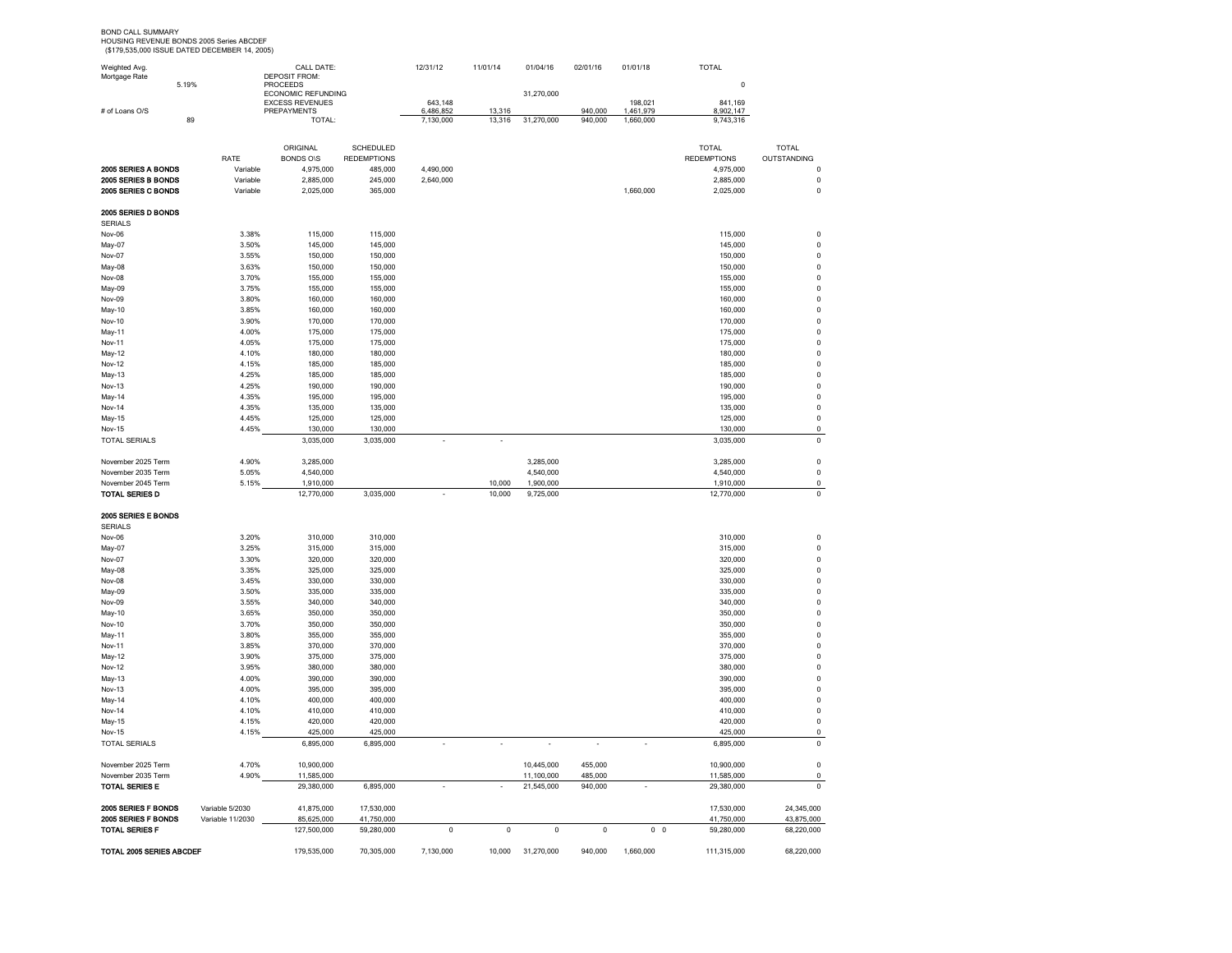BOND CALL SUMMARY
HOUSING REVENUE BONDS 2005 Series ABCDEF
($179,535,000 ISSUE DATED DECEMBER 14, 2005)

| Weighted Avg. Mortgage Rate | | CALL DATE: | 12/31/12 | 11/01/14 | 01/04/16 | 02/01/16 | 01/01/18 | TOTAL |
|---|---|---|---|---|---|---|---|---|
| 5.19% | | DEPOSIT FROM: | | | | | | |
| | | PROCEEDS | | | | | | 0 |
| | | ECONOMIC REFUNDING | | | 31,270,000 | | | |
| | | EXCESS REVENUES | 643,148 | | | | 198,021 | 841,169 |
| # of Loans O/S | | PREPAYMENTS | 6,486,852 | 13,316 | | 940,000 | 1,461,979 | 8,902,147 |
| 89 | | TOTAL: | 7,130,000 | 13,316 | 31,270,000 | 940,000 | 1,660,000 | 9,743,316 |

| | RATE | ORIGINAL BONDS O\S | SCHEDULED REDEMPTIONS | 12/31/12 | 11/01/14 | 01/04/16 | 02/01/16 | 01/01/18 | TOTAL REDEMPTIONS | TOTAL OUTSTANDING |
|---|---|---|---|---|---|---|---|---|---|---|
| **2005 SERIES A BONDS** | Variable | 4,975,000 | 485,000 | 4,490,000 | | | | | 4,975,000 | 0 |
| **2005 SERIES B BONDS** | Variable | 2,885,000 | 245,000 | 2,640,000 | | | | | 2,885,000 | 0 |
| **2005 SERIES C BONDS** | Variable | 2,025,000 | 365,000 | | | | | 1,660,000 | 2,025,000 | 0 |
| **2005 SERIES D BONDS** | | | | | | | | | | |
| SERIALS | | | | | | | | | | |
| Nov-06 | 3.38% | 115,000 | 115,000 | | | | | | 115,000 | 0 |
| May-07 | 3.50% | 145,000 | 145,000 | | | | | | 145,000 | 0 |
| Nov-07 | 3.55% | 150,000 | 150,000 | | | | | | 150,000 | 0 |
| May-08 | 3.63% | 150,000 | 150,000 | | | | | | 150,000 | 0 |
| Nov-08 | 3.70% | 155,000 | 155,000 | | | | | | 155,000 | 0 |
| May-09 | 3.75% | 155,000 | 155,000 | | | | | | 155,000 | 0 |
| Nov-09 | 3.80% | 160,000 | 160,000 | | | | | | 160,000 | 0 |
| May-10 | 3.85% | 160,000 | 160,000 | | | | | | 160,000 | 0 |
| Nov-10 | 3.90% | 170,000 | 170,000 | | | | | | 170,000 | 0 |
| May-11 | 4.00% | 175,000 | 175,000 | | | | | | 175,000 | 0 |
| Nov-11 | 4.05% | 175,000 | 175,000 | | | | | | 175,000 | 0 |
| May-12 | 4.10% | 180,000 | 180,000 | | | | | | 180,000 | 0 |
| Nov-12 | 4.15% | 185,000 | 185,000 | | | | | | 185,000 | 0 |
| May-13 | 4.25% | 185,000 | 185,000 | | | | | | 185,000 | 0 |
| Nov-13 | 4.25% | 190,000 | 190,000 | | | | | | 190,000 | 0 |
| May-14 | 4.35% | 195,000 | 195,000 | | | | | | 195,000 | 0 |
| Nov-14 | 4.35% | 135,000 | 135,000 | | | | | | 135,000 | 0 |
| May-15 | 4.45% | 125,000 | 125,000 | | | | | | 125,000 | 0 |
| Nov-15 | 4.45% | 130,000 | 130,000 | | | | | | 130,000 | 0 |
| TOTAL SERIALS | | 3,035,000 | 3,035,000 | - | - | | | | 3,035,000 | 0 |
| November 2025 Term | 4.90% | 3,285,000 | | | | 3,285,000 | | | 3,285,000 | 0 |
| November 2035 Term | 5.05% | 4,540,000 | | | | 4,540,000 | | | 4,540,000 | 0 |
| November 2045 Term | 5.15% | 1,910,000 | | | 10,000 | 1,900,000 | | | 1,910,000 | 0 |
| **TOTAL SERIES D** | | 12,770,000 | 3,035,000 | - | 10,000 | 9,725,000 | | | 12,770,000 | 0 |
| **2005 SERIES E BONDS** | | | | | | | | | | |
| SERIALS | | | | | | | | | | |
| Nov-06 | 3.20% | 310,000 | 310,000 | | | | | | 310,000 | 0 |
| May-07 | 3.25% | 315,000 | 315,000 | | | | | | 315,000 | 0 |
| Nov-07 | 3.30% | 320,000 | 320,000 | | | | | | 320,000 | 0 |
| May-08 | 3.35% | 325,000 | 325,000 | | | | | | 325,000 | 0 |
| Nov-08 | 3.45% | 330,000 | 330,000 | | | | | | 330,000 | 0 |
| May-09 | 3.50% | 335,000 | 335,000 | | | | | | 335,000 | 0 |
| Nov-09 | 3.55% | 340,000 | 340,000 | | | | | | 340,000 | 0 |
| May-10 | 3.65% | 350,000 | 350,000 | | | | | | 350,000 | 0 |
| Nov-10 | 3.70% | 350,000 | 350,000 | | | | | | 350,000 | 0 |
| May-11 | 3.80% | 355,000 | 355,000 | | | | | | 355,000 | 0 |
| Nov-11 | 3.85% | 370,000 | 370,000 | | | | | | 370,000 | 0 |
| May-12 | 3.90% | 375,000 | 375,000 | | | | | | 375,000 | 0 |
| Nov-12 | 3.95% | 380,000 | 380,000 | | | | | | 380,000 | 0 |
| May-13 | 4.00% | 390,000 | 390,000 | | | | | | 390,000 | 0 |
| Nov-13 | 4.00% | 395,000 | 395,000 | | | | | | 395,000 | 0 |
| May-14 | 4.10% | 400,000 | 400,000 | | | | | | 400,000 | 0 |
| Nov-14 | 4.10% | 410,000 | 410,000 | | | | | | 410,000 | 0 |
| May-15 | 4.15% | 420,000 | 420,000 | | | | | | 420,000 | 0 |
| Nov-15 | 4.15% | 425,000 | 425,000 | | | | | | 425,000 | 0 |
| TOTAL SERIALS | | 6,895,000 | 6,895,000 | - | - | - | - | - | 6,895,000 | 0 |
| November 2025 Term | 4.70% | 10,900,000 | | | | 10,445,000 | 455,000 | | 10,900,000 | 0 |
| November 2035 Term | 4.90% | 11,585,000 | | | | 11,100,000 | 485,000 | | 11,585,000 | 0 |
| **TOTAL SERIES E** | | 29,380,000 | 6,895,000 | - | - | 21,545,000 | 940,000 | - | 29,380,000 | 0 |
| **2005 SERIES F BONDS** | Variable 5/2030 | 41,875,000 | 17,530,000 | | | | | | 17,530,000 | 24,345,000 |
| **2005 SERIES F BONDS** | Variable 11/2030 | 85,625,000 | 41,750,000 | | | | | | 41,750,000 | 43,875,000 |
| **TOTAL SERIES F** | | 127,500,000 | 59,280,000 | 0 | 0 | 0 | 0 | 0 0 | 59,280,000 | 68,220,000 |
| **TOTAL 2005 SERIES ABCDEF** | | 179,535,000 | 70,305,000 | 7,130,000 | 10,000 | 31,270,000 | 940,000 | 1,660,000 | 111,315,000 | 68,220,000 |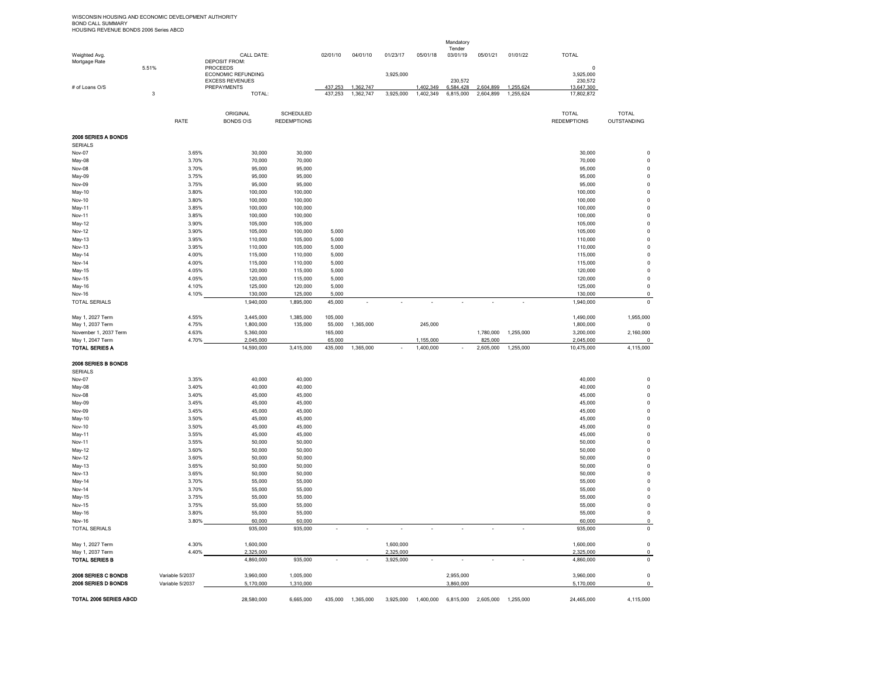WISCONSIN HOUSING AND ECONOMIC DEVELOPMENT AUTHORITY
BOND CALL SUMMARY
HOUSING REVENUE BONDS 2006 Series ABCD

| Weighted Avg. Mortgage Rate | | CALL DATE: | | 02/01/10 | 04/01/10 | 01/23/17 | 05/01/18 | Mandatory Tender 03/01/19 | 05/01/21 | 01/01/22 | TOTAL |
|---|---|---|---|---|---|---|---|---|---|---|---|
| 5.51% | | DEPOSIT FROM: | | | | | | | | | |
| | | PROCEEDS | | | | | | | | | 0 |
| | | ECONOMIC REFUNDING | | | | 3,925,000 | | | | | 3,925,000 |
| | | EXCESS REVENUES | | | | | | 230,572 | | | 230,572 |
| # of Loans O/S | | PREPAYMENTS | | 437,253 | 1,362,747 | | 1,402,349 | 6,584,428 | 2,604,899 | 1,255,624 | 13,647,300 |
| 3 | | TOTAL: | | 437,253 | 1,362,747 | 3,925,000 | 1,402,349 | 6,815,000 | 2,604,899 | 1,255,624 | 17,802,872 |

| | RATE | ORIGINAL BONDS O\S | SCHEDULED REDEMPTIONS | 02/01/10 | 04/01/10 | 01/23/17 | 05/01/18 | 03/01/19 | 05/01/21 | 01/01/22 | TOTAL REDEMPTIONS | TOTAL OUTSTANDING |
|---|---|---|---|---|---|---|---|---|---|---|---|---|
| **2006 SERIES A BONDS** | | | | | | | | | | | | |
| SERIALS | | | | | | | | | | | | |
| Nov-07 | 3.65% | 30,000 | 30,000 | | | | | | | | 30,000 | 0 |
| May-08 | 3.70% | 70,000 | 70,000 | | | | | | | | 70,000 | 0 |
| Nov-08 | 3.70% | 95,000 | 95,000 | | | | | | | | 95,000 | 0 |
| May-09 | 3.75% | 95,000 | 95,000 | | | | | | | | 95,000 | 0 |
| Nov-09 | 3.75% | 95,000 | 95,000 | | | | | | | | 95,000 | 0 |
| May-10 | 3.80% | 100,000 | 100,000 | | | | | | | | 100,000 | 0 |
| Nov-10 | 3.80% | 100,000 | 100,000 | | | | | | | | 100,000 | 0 |
| May-11 | 3.85% | 100,000 | 100,000 | | | | | | | | 100,000 | 0 |
| Nov-11 | 3.85% | 100,000 | 100,000 | | | | | | | | 100,000 | 0 |
| May-12 | 3.90% | 105,000 | 105,000 | | | | | | | | 105,000 | 0 |
| Nov-12 | 3.90% | 105,000 | 100,000 | 5,000 | | | | | | | 105,000 | 0 |
| May-13 | 3.95% | 110,000 | 105,000 | 5,000 | | | | | | | 110,000 | 0 |
| Nov-13 | 3.95% | 110,000 | 105,000 | 5,000 | | | | | | | 110,000 | 0 |
| May-14 | 4.00% | 115,000 | 110,000 | 5,000 | | | | | | | 115,000 | 0 |
| Nov-14 | 4.00% | 115,000 | 110,000 | 5,000 | | | | | | | 115,000 | 0 |
| May-15 | 4.05% | 120,000 | 115,000 | 5,000 | | | | | | | 120,000 | 0 |
| Nov-15 | 4.05% | 120,000 | 115,000 | 5,000 | | | | | | | 120,000 | 0 |
| May-16 | 4.10% | 125,000 | 120,000 | 5,000 | | | | | | | 125,000 | 0 |
| Nov-16 | 4.10% | 130,000 | 125,000 | 5,000 | | | | | | | 130,000 | 0 |
| TOTAL SERIALS | | 1,940,000 | 1,895,000 | 45,000 | - | - | - | - | - | - | 1,940,000 | 0 |
| | | | | | | | | | | | | |
| May 1, 2027 Term | 4.55% | 3,445,000 | 1,385,000 | 105,000 | | | | | | | 1,490,000 | 1,955,000 |
| May 1, 2037 Term | 4.75% | 1,800,000 | 135,000 | 55,000 | 1,365,000 | | 245,000 | | | | 1,800,000 | 0 |
| November 1, 2037 Term | 4.63% | 5,360,000 | | 165,000 | | | | | 1,780,000 | 1,255,000 | 3,200,000 | 2,160,000 |
| May 1, 2047 Term | 4.70% | 2,045,000 | | 65,000 | | | 1,155,000 | | 825,000 | | 2,045,000 | 0 |
| **TOTAL SERIES A** | | 14,590,000 | 3,415,000 | 435,000 | 1,365,000 | - | 1,400,000 | - | 2,605,000 | 1,255,000 | 10,475,000 | 4,115,000 |
| | | | | | | | | | | | | |
| **2006 SERIES B BONDS** | | | | | | | | | | | | |
| SERIALS | | | | | | | | | | | | |
| Nov-07 | 3.35% | 40,000 | 40,000 | | | | | | | | 40,000 | 0 |
| May-08 | 3.40% | 40,000 | 40,000 | | | | | | | | 40,000 | 0 |
| Nov-08 | 3.40% | 45,000 | 45,000 | | | | | | | | 45,000 | 0 |
| May-09 | 3.45% | 45,000 | 45,000 | | | | | | | | 45,000 | 0 |
| Nov-09 | 3.45% | 45,000 | 45,000 | | | | | | | | 45,000 | 0 |
| May-10 | 3.50% | 45,000 | 45,000 | | | | | | | | 45,000 | 0 |
| Nov-10 | 3.50% | 45,000 | 45,000 | | | | | | | | 45,000 | 0 |
| May-11 | 3.55% | 45,000 | 45,000 | | | | | | | | 45,000 | 0 |
| Nov-11 | 3.55% | 50,000 | 50,000 | | | | | | | | 50,000 | 0 |
| May-12 | 3.60% | 50,000 | 50,000 | | | | | | | | 50,000 | 0 |
| Nov-12 | 3.60% | 50,000 | 50,000 | | | | | | | | 50,000 | 0 |
| May-13 | 3.65% | 50,000 | 50,000 | | | | | | | | 50,000 | 0 |
| Nov-13 | 3.65% | 50,000 | 50,000 | | | | | | | | 50,000 | 0 |
| May-14 | 3.70% | 55,000 | 55,000 | | | | | | | | 55,000 | 0 |
| Nov-14 | 3.70% | 55,000 | 55,000 | | | | | | | | 55,000 | 0 |
| May-15 | 3.75% | 55,000 | 55,000 | | | | | | | | 55,000 | 0 |
| Nov-15 | 3.75% | 55,000 | 55,000 | | | | | | | | 55,000 | 0 |
| May-16 | 3.80% | 55,000 | 55,000 | | | | | | | | 55,000 | 0 |
| Nov-16 | 3.80% | 60,000 | 60,000 | | | | | | | | 60,000 | 0 |
| TOTAL SERIALS | | 935,000 | 935,000 | - | - | - | - | - | - | - | 935,000 | 0 |
| | | | | | | | | | | | | |
| May 1, 2027 Term | 4.30% | 1,600,000 | | | | 1,600,000 | | | | | 1,600,000 | 0 |
| May 1, 2037 Term | 4.40% | 2,325,000 | | | | 2,325,000 | | | | | 2,325,000 | 0 |
| **TOTAL SERIES B** | | 4,860,000 | 935,000 | - | - | 3,925,000 | - | - | - | - | 4,860,000 | 0 |
| | | | | | | | | | | | | |
| **2006 SERIES C BONDS** | Variable 5/2037 | 3,960,000 | 1,005,000 | | | | | 2,955,000 | | | 3,960,000 | 0 |
| **2006 SERIES D BONDS** | Variable 5/2037 | 5,170,000 | 1,310,000 | | | | | 3,860,000 | | | 5,170,000 | 0 |
| | | | | | | | | | | | | |
| **TOTAL 2006 SERIES ABCD** | | 28,580,000 | 6,665,000 | 435,000 | 1,365,000 | 3,925,000 | 1,400,000 | 6,815,000 | 2,605,000 | 1,255,000 | 24,465,000 | 4,115,000 |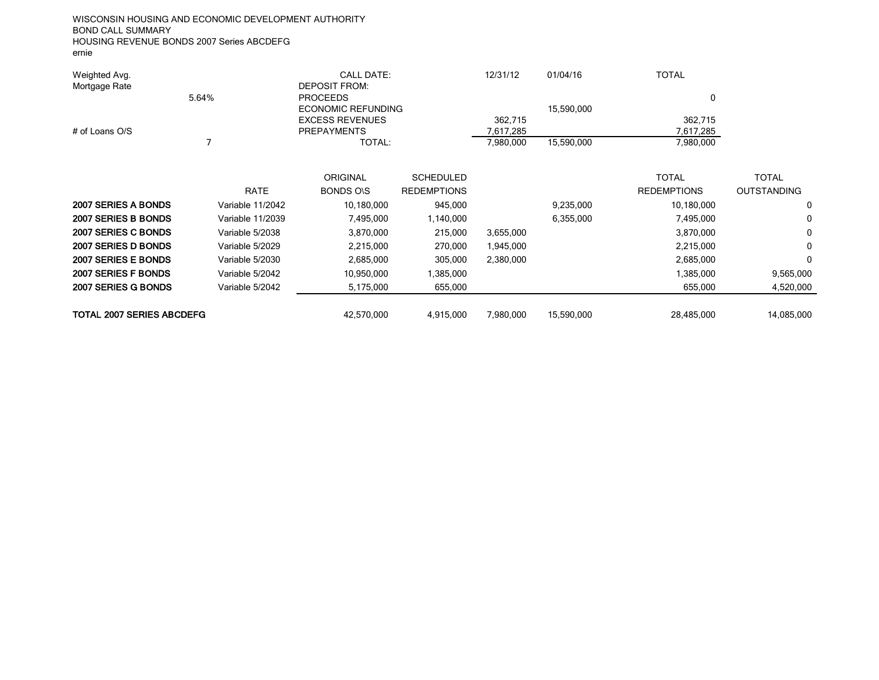WISCONSIN HOUSING AND ECONOMIC DEVELOPMENT AUTHORITY
BOND CALL SUMMARY
HOUSING REVENUE BONDS 2007 Series ABCDEFG
ernie

| Weighted Avg. Mortgage Rate | | CALL DATE: | 12/31/12 | 01/04/16 | TOTAL |
|---|---|---|---|---|---|
| 5.64% | | DEPOSIT FROM: | | | |
| | | PROCEEDS | | | 0 |
| | | ECONOMIC REFUNDING | | 15,590,000 | |
| | | EXCESS REVENUES | 362,715 | | 362,715 |
| # of Loans O/S | | PREPAYMENTS | 7,617,285 | | 7,617,285 |
| 7 | | TOTAL: | 7,980,000 | 15,590,000 | 7,980,000 |

| | RATE | ORIGINAL BONDS O\S | SCHEDULED REDEMPTIONS | | | TOTAL REDEMPTIONS | TOTAL OUTSTANDING |
|---|---|---|---|---|---|---|---|
| **2007 SERIES A BONDS** | Variable 11/2042 | 10,180,000 | 945,000 | | 9,235,000 | 10,180,000 | 0 |
| **2007 SERIES B BONDS** | Variable 11/2039 | 7,495,000 | 1,140,000 | | 6,355,000 | 7,495,000 | 0 |
| **2007 SERIES C BONDS** | Variable 5/2038 | 3,870,000 | 215,000 | 3,655,000 | | 3,870,000 | 0 |
| **2007 SERIES D BONDS** | Variable 5/2029 | 2,215,000 | 270,000 | 1,945,000 | | 2,215,000 | 0 |
| **2007 SERIES E BONDS** | Variable 5/2030 | 2,685,000 | 305,000 | 2,380,000 | | 2,685,000 | 0 |
| **2007 SERIES F BONDS** | Variable 5/2042 | 10,950,000 | 1,385,000 | | | 1,385,000 | 9,565,000 |
| **2007 SERIES G BONDS** | Variable 5/2042 | 5,175,000 | 655,000 | | | 655,000 | 4,520,000 |
| **TOTAL 2007 SERIES ABCDEFG** | | 42,570,000 | 4,915,000 | 7,980,000 | 15,590,000 | 28,485,000 | 14,085,000 |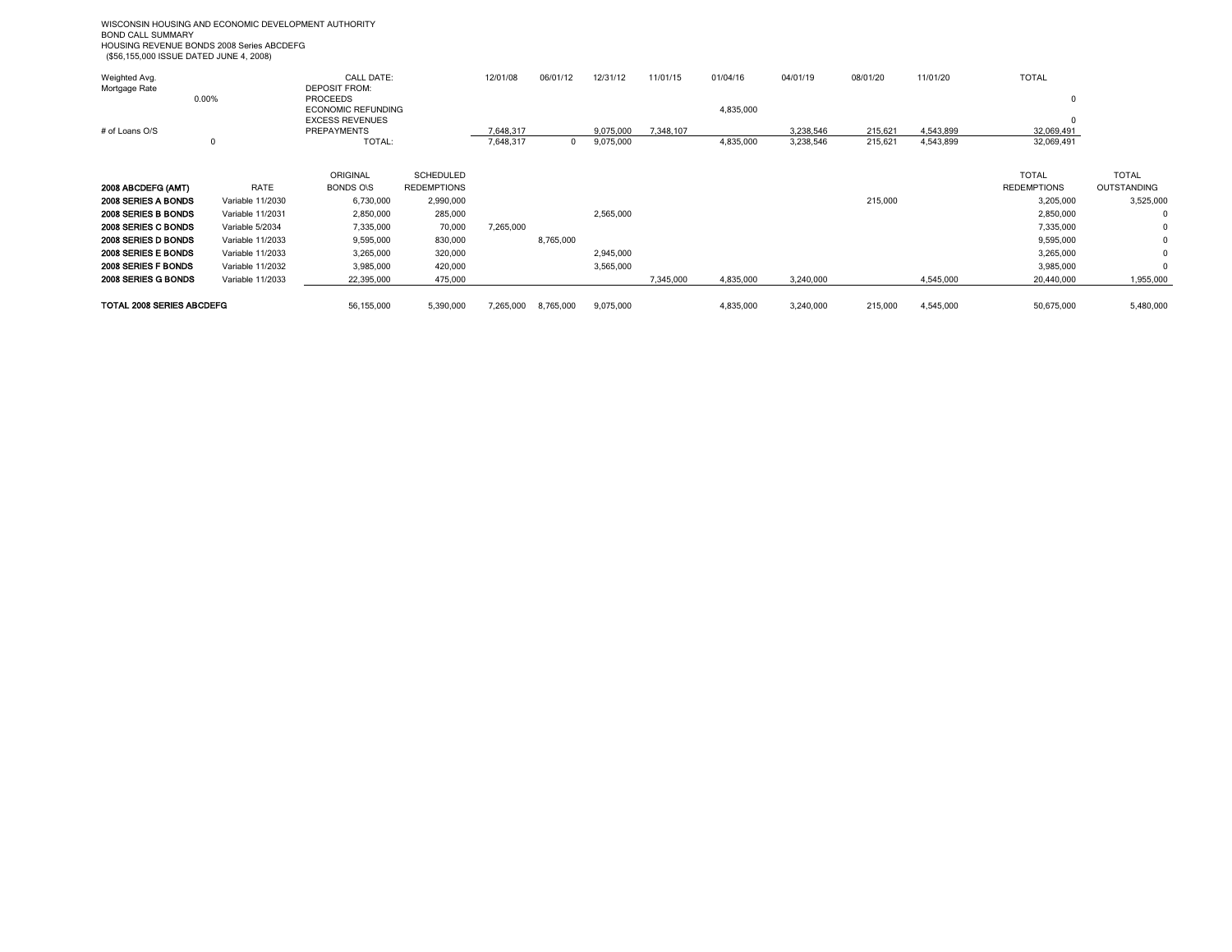WISCONSIN HOUSING AND ECONOMIC DEVELOPMENT AUTHORITY
BOND CALL SUMMARY
HOUSING REVENUE BONDS 2008 Series ABCDEFG
($56,155,000 ISSUE DATED JUNE 4, 2008)

| Weighted Avg. Mortgage Rate | CALL DATE: | 12/01/08 | 06/01/12 | 12/31/12 | 11/01/15 | 01/04/16 | 04/01/19 | 08/01/20 | 11/01/20 | TOTAL |
|---|---|---|---|---|---|---|---|---|---|---|
| 0.00% | DEPOSIT FROM: | | | | | | | | | |
| | PROCEEDS | | | | | | | | | 0 |
| | ECONOMIC REFUNDING | | | | | 4,835,000 | | | | |
| | EXCESS REVENUES | | | | | | | | | 0 |
| # of Loans O/S | PREPAYMENTS | 7,648,317 | | 9,075,000 | 7,348,107 | | 3,238,546 | 215,621 | 4,543,899 | 32,069,491 |
| 0 | TOTAL: | 7,648,317 | 0 | 9,075,000 | | 4,835,000 | 3,238,546 | 215,621 | 4,543,899 | 32,069,491 |

| 2008 ABCDEFG (AMT) | RATE | ORIGINAL BONDS O\S | SCHEDULED REDEMPTIONS | 12/01/08 | 06/01/12 | 12/31/12 | 11/01/15 | 01/04/16 | 04/01/19 | 08/01/20 | 11/01/20 | TOTAL REDEMPTIONS | TOTAL OUTSTANDING |
|---|---|---|---|---|---|---|---|---|---|---|---|---|---|
| **2008 SERIES A BONDS** | Variable 11/2030 | 6,730,000 | 2,990,000 | | | | | | | 215,000 | | 3,205,000 | 3,525,000 |
| **2008 SERIES B BONDS** | Variable 11/2031 | 2,850,000 | 285,000 | | | 2,565,000 | | | | | | 2,850,000 | 0 |
| **2008 SERIES C BONDS** | Variable 5/2034 | 7,335,000 | 70,000 | 7,265,000 | | | | | | | | 7,335,000 | 0 |
| **2008 SERIES D BONDS** | Variable 11/2033 | 9,595,000 | 830,000 | | 8,765,000 | | | | | | | 9,595,000 | 0 |
| **2008 SERIES E BONDS** | Variable 11/2033 | 3,265,000 | 320,000 | | | 2,945,000 | | | | | | 3,265,000 | 0 |
| **2008 SERIES F BONDS** | Variable 11/2032 | 3,985,000 | 420,000 | | | 3,565,000 | | | | | | 3,985,000 | 0 |
| **2008 SERIES G BONDS** | Variable 11/2033 | 22,395,000 | 475,000 | | | | 7,345,000 | 4,835,000 | 3,240,000 | | 4,545,000 | 20,440,000 | 1,955,000 |
| **TOTAL 2008 SERIES ABCDEFG** | | 56,155,000 | 5,390,000 | 7,265,000 | 8,765,000 | 9,075,000 | | 4,835,000 | 3,240,000 | 215,000 | 4,545,000 | 50,675,000 | 5,480,000 |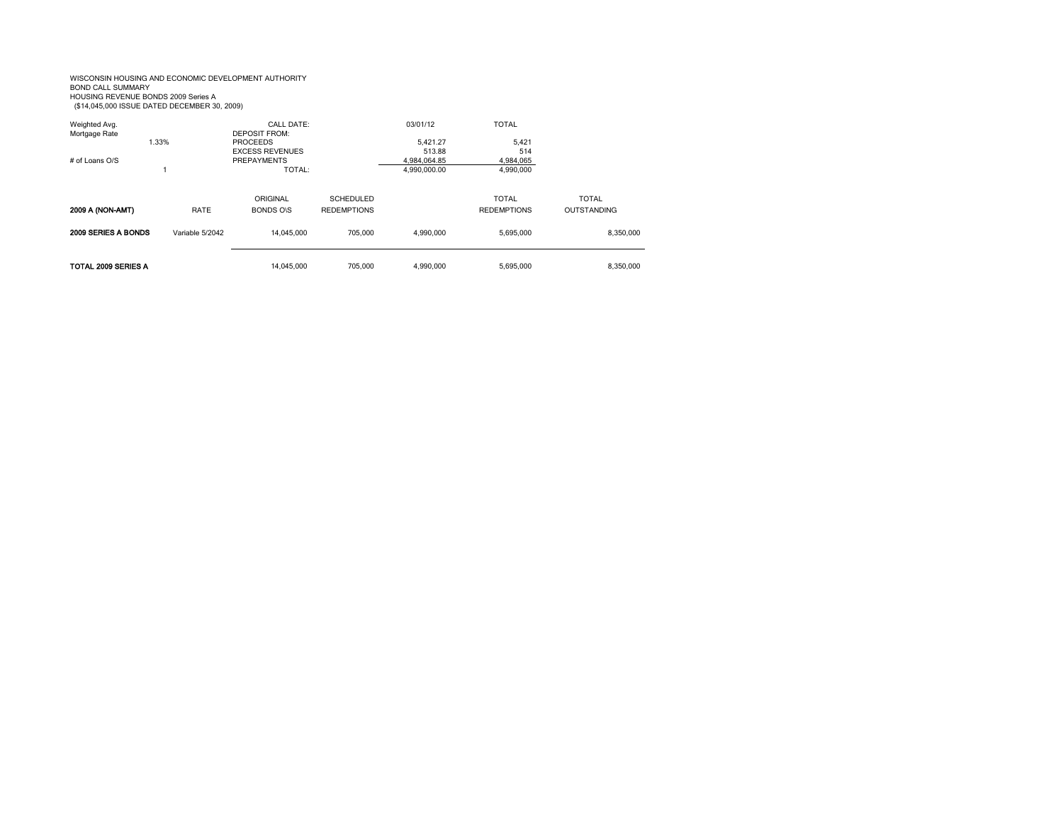WISCONSIN HOUSING AND ECONOMIC DEVELOPMENT AUTHORITY
BOND CALL SUMMARY
HOUSING REVENUE BONDS 2009 Series A
($14,045,000 ISSUE DATED DECEMBER 30, 2009)

| Weighted Avg. Mortgage Rate | CALL DATE: | 03/01/12 | TOTAL |
|---|---|---|---|
| 1.33% | DEPOSIT FROM: | | |
| | PROCEEDS | 5,421.27 | 5,421 |
| | EXCESS REVENUES | 513.88 | 514 |
| # of Loans O/S | PREPAYMENTS | 4,984,064.85 | 4,984,065 |
| 1 | TOTAL: | 4,990,000.00 | 4,990,000 |

| **2009 A (NON-AMT)** | RATE | ORIGINAL BONDS O\S | SCHEDULED REDEMPTIONS | | TOTAL REDEMPTIONS | TOTAL OUTSTANDING |
|---|---|---|---|---|---|---|
| **2009 SERIES A BONDS** | Variable 5/2042 | 14,045,000 | 705,000 | 4,990,000 | 5,695,000 | 8,350,000 |
| **TOTAL 2009 SERIES A** | | 14,045,000 | 705,000 | 4,990,000 | 5,695,000 | 8,350,000 |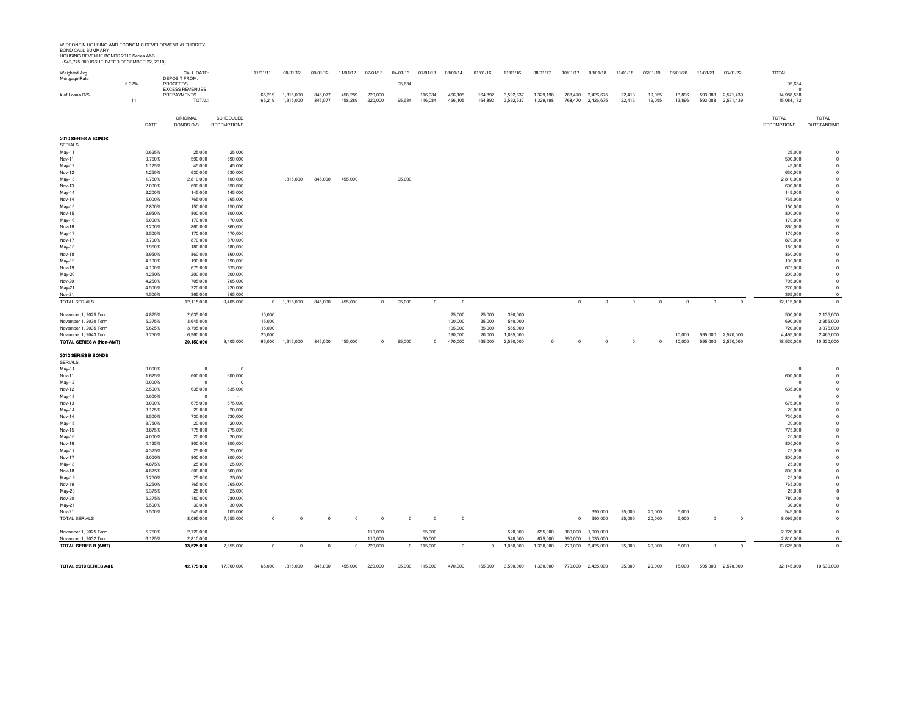WISCONSIN HOUSING AND ECONOMIC DEVELOPMENT AUTHORITY
BOND CALL SUMMARY
HOUSING REVENUE BONDS 2010 Series A&B
($42,775,000 ISSUE DATED DECEMBER 22, 2010)

| | | CALL DATE: | | 11/01/11 | 08/01/12 | 09/01/12 | 11/01/12 | 02/01/13 | 04/01/13 | 07/01/13 | 08/01/14 | 01/01/16 | 11/01/16 | 08/01/17 | 10/01/17 | 03/01/18 | 11/01/18 | 06/01/19 | 05/01/20 | 11/01/21 | 03/01/22 | TOTAL |
|---|---|---|---|---|---|---|---|---|---|---|---|---|---|---|---|---|---|---|---|---|---|---|
| Weighted Avg. Mortgage Rate | | DEPOSIT FROM: | | | | | | | | | | | | | | | | | | | | |
| | 6.32% | PROCEEDS | | | | | | | 95,634 | | | | | | | | | | | | | 95,634 |
| | | EXCESS REVENUES | | | | | | | | | | | | | | | | | | | | 0 |
| # of Loans O/S | | PREPAYMENTS | | 65,219 | 1,315,000 | 846,077 | 458,289 | 220,000 | | 116,084 | 466,105 | 164,892 | 3,592,637 | 1,329,198 | 768,470 | 2,426,675 | 22,413 | 19,055 | 13,896 | 593,088 | 2,571,439 | 14,988,538 |
| | 11 | TOTAL: | | 65,219 | 1,315,000 | 846,077 | 458,289 | 220,000 | 95,634 | 116,084 | 466,105 | 164,892 | 3,592,637 | 1,329,198 | 768,470 | 2,426,675 | 22,413 | 19,055 | 13,896 | 593,088 | 2,571,439 | 15,084,172 |

| | RATE | ORIGINAL BONDS O\S | SCHEDULED REDEMPTIONS | 11/01/11 | 08/01/12 | 09/01/12 | 11/01/12 | 02/01/13 | 04/01/13 | 07/01/13 | 08/01/14 | 01/01/16 | 11/01/16 | 08/01/17 | 10/01/17 | 03/01/18 | 11/01/18 | 06/01/19 | 05/01/20 | 11/01/21 | 03/01/22 | TOTAL REDEMPTIONS | TOTAL OUTSTANDING |
|---|---|---|---|---|---|---|---|---|---|---|---|---|---|---|---|---|---|---|---|---|---|---|---|
| **2010 SERIES A BONDS** | | | | | | | | | | | | | | | | | | | | | | | |
| SERIALS | | | | | | | | | | | | | | | | | | | | | | | |
| May-11 | 0.625% | 25,000 | 25,000 | | | | | | | | | | | | | | | | | | | 25,000 | 0 |
| Nov-11 | 0.750% | 590,000 | 590,000 | | | | | | | | | | | | | | | | | | | 590,000 | 0 |
| May-12 | 1.125% | 45,000 | 45,000 | | | | | | | | | | | | | | | | | | | 45,000 | 0 |
| Nov-12 | 1.250% | 630,000 | 630,000 | | | | | | | | | | | | | | | | | | | 630,000 | 0 |
| May-13 | 1.750% | 2,810,000 | 100,000 | | 1,315,000 | 845,000 | 455,000 | | 95,000 | | | | | | | | | | | | | 2,810,000 | 0 |
| Nov-13 | 2.000% | 690,000 | 690,000 | | | | | | | | | | | | | | | | | | | 690,000 | 0 |
| May-14 | 2.200% | 145,000 | 145,000 | | | | | | | | | | | | | | | | | | | 145,000 | 0 |
| Nov-14 | 5.000% | 765,000 | 765,000 | | | | | | | | | | | | | | | | | | | 765,000 | 0 |
| May-15 | 2.800% | 150,000 | 150,000 | | | | | | | | | | | | | | | | | | | 150,000 | 0 |
| Nov-15 | 2.950% | 800,000 | 800,000 | | | | | | | | | | | | | | | | | | | 800,000 | 0 |
| May-16 | 5.000% | 170,000 | 170,000 | | | | | | | | | | | | | | | | | | | 170,000 | 0 |
| Nov-16 | 3.200% | 860,000 | 860,000 | | | | | | | | | | | | | | | | | | | 860,000 | 0 |
| May-17 | 3.500% | 170,000 | 170,000 | | | | | | | | | | | | | | | | | | | 170,000 | 0 |
| Nov-17 | 3.700% | 870,000 | 870,000 | | | | | | | | | | | | | | | | | | | 870,000 | 0 |
| May-18 | 3.950% | 180,000 | 180,000 | | | | | | | | | | | | | | | | | | | 180,000 | 0 |
| Nov-18 | 3.950% | 860,000 | 860,000 | | | | | | | | | | | | | | | | | | | 860,000 | 0 |
| May-19 | 4.100% | 190,000 | 190,000 | | | | | | | | | | | | | | | | | | | 190,000 | 0 |
| Nov-19 | 4.100% | 675,000 | 675,000 | | | | | | | | | | | | | | | | | | | 675,000 | 0 |
| May-20 | 4.250% | 200,000 | 200,000 | | | | | | | | | | | | | | | | | | | 200,000 | 0 |
| Nov-20 | 4.250% | 705,000 | 705,000 | | | | | | | | | | | | | | | | | | | 705,000 | 0 |
| May-21 | 4.500% | 220,000 | 220,000 | | | | | | | | | | | | | | | | | | | 220,000 | 0 |
| Nov-21 | 4.500% | 365,000 | 365,000 | | | | | | | | | | | | | | | | | | | 365,000 | 0 |
| TOTAL SERIALS | | 12,115,000 | 9,405,000 | 0 | 1,315,000 | 845,000 | 455,000 | 0 | 95,000 | 0 | 0 | | | | 0 | 0 | 0 | 0 | 0 | 0 | 0 | 12,115,000 | 0 |
| November 1, 2025 Term | 4.875% | 2,635,000 | | 10,000 | | | | | | | 75,000 | 25,000 | 390,000 | | | | | | | | | 500,000 | 2,135,000 |
| November 1, 2030 Term | 5.375% | 3,645,000 | | 15,000 | | | | | | | 100,000 | 35,000 | 540,000 | | | | | | | | | 690,000 | 2,955,000 |
| November 1, 2035 Term | 5.625% | 3,795,000 | | 15,000 | | | | | | | 105,000 | 35,000 | 565,000 | | | | | | | | | 720,000 | 3,075,000 |
| November 1, 2043 Term | 5.750% | 6,960,000 | | 25,000 | | | | | | | 190,000 | 70,000 | 1,035,000 | | | | | | 10,000 | 595,000 | 2,570,000 | 4,495,000 | 2,465,000 |
| **TOTAL SERIES A (Non-AMT)** | | **29,150,000** | 9,405,000 | 65,000 | 1,315,000 | 845,000 | 455,000 | 0 | 95,000 | 0 | 470,000 | 165,000 | 2,530,000 | 0 | 0 | 0 | 0 | 0 | 10,000 | 595,000 | 2,570,000 | 18,520,000 | 10,630,000 |
| **2010 SERIES B BONDS** | | | | | | | | | | | | | | | | | | | | | | | |
| SERIALS | | | | | | | | | | | | | | | | | | | | | | | |
| May-11 | 0.000% | 0 | 0 | | | | | | | | | | | | | | | | | | | 0 | 0 |
| Nov-11 | 1.625% | 600,000 | 600,000 | | | | | | | | | | | | | | | | | | | 600,000 | 0 |
| May-12 | 0.000% | 0 | 0 | | | | | | | | | | | | | | | | | | | 0 | 0 |
| Nov-12 | 2.500% | 635,000 | 635,000 | | | | | | | | | | | | | | | | | | | 635,000 | 0 |
| May-13 | 0.000% | 0 | - | | | | | | | | | | | | | | | | | | | 0 | 0 |
| Nov-13 | 3.000% | 675,000 | 675,000 | | | | | | | | | | | | | | | | | | | 675,000 | 0 |
| May-14 | 3.125% | 20,000 | 20,000 | | | | | | | | | | | | | | | | | | | 20,000 | 0 |
| Nov-14 | 3.500% | 730,000 | 730,000 | | | | | | | | | | | | | | | | | | | 730,000 | 0 |
| May-15 | 3.750% | 20,000 | 20,000 | | | | | | | | | | | | | | | | | | | 20,000 | 0 |
| Nov-15 | 3.875% | 775,000 | 775,000 | | | | | | | | | | | | | | | | | | | 775,000 | 0 |
| May-16 | 4.000% | 20,000 | 20,000 | | | | | | | | | | | | | | | | | | | 20,000 | 0 |
| Nov-16 | 4.125% | 800,000 | 800,000 | | | | | | | | | | | | | | | | | | | 800,000 | 0 |
| May-17 | 4.375% | 25,000 | 25,000 | | | | | | | | | | | | | | | | | | | 25,000 | 0 |
| Nov-17 | 6.000% | 800,000 | 800,000 | | | | | | | | | | | | | | | | | | | 800,000 | 0 |
| May-18 | 4.875% | 25,000 | 25,000 | | | | | | | | | | | | | | | | | | | 25,000 | 0 |
| Nov-18 | 4.875% | 800,000 | 800,000 | | | | | | | | | | | | | | | | | | | 800,000 | 0 |
| May-19 | 5.250% | 25,000 | 25,000 | | | | | | | | | | | | | | | | | | | 25,000 | 0 |
| Nov-19 | 5.250% | 765,000 | 765,000 | | | | | | | | | | | | | | | | | | | 765,000 | 0 |
| May-20 | 5.375% | 25,000 | 25,000 | | | | | | | | | | | | | | | | | | | 25,000 | 0 |
| Nov-20 | 5.375% | 780,000 | 780,000 | | | | | | | | | | | | | | | | | | | 780,000 | 0 |
| May-21 | 5.500% | 30,000 | 30,000 | | | | | | | | | | | | | | | | | | | 30,000 | 0 |
| Nov-21 | 5.500% | 545,000 | 105,000 | | | | | | | | | | | | | 390,000 | 25,000 | 20,000 | 5,000 | | | 545,000 | 0 |
| TOTAL SERIALS | | 8,095,000 | 7,655,000 | 0 | 0 | 0 | 0 | 0 | 0 | 0 | 0 | | | | 0 | 390,000 | 25,000 | 20,000 | 5,000 | 0 | 0 | 8,095,000 | 0 |
| November 1, 2025 Term | 5.750% | 2,720,000 | | | | | | 110,000 | | 55,000 | | | 520,000 | 655,000 | 380,000 | 1,000,000 | | | | | | 2,720,000 | 0 |
| November 1, 2032 Term | 6.125% | 2,810,000 | | | | | | 110,000 | | 60,000 | | | 540,000 | 675,000 | 390,000 | 1,035,000 | | | | | | 2,810,000 | 0 |
| **TOTAL SERIES B (AMT)** | | **13,625,000** | 7,655,000 | 0 | 0 | 0 | 0 | 220,000 | 0 | 115,000 | 0 | 0 | 1,060,000 | 1,330,000 | 770,000 | 2,425,000 | 25,000 | 20,000 | 5,000 | 0 | 0 | 13,625,000 | 0 |
| **TOTAL 2010 SERIES A&B** | | **42,775,000** | 17,060,000 | 65,000 | 1,315,000 | 845,000 | 455,000 | 220,000 | 95,000 | 115,000 | 470,000 | 165,000 | 3,590,000 | 1,330,000 | 770,000 | 2,425,000 | 25,000 | 20,000 | 15,000 | 595,000 | 2,570,000 | 32,145,000 | 10,630,000 |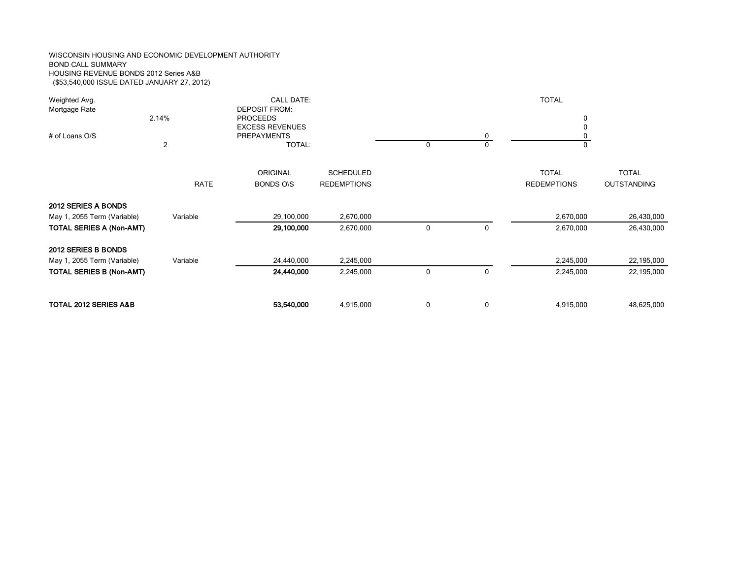WISCONSIN HOUSING AND ECONOMIC DEVELOPMENT AUTHORITY
BOND CALL SUMMARY
HOUSING REVENUE BONDS 2012 Series A&B
($53,540,000 ISSUE DATED JANUARY 27, 2012)

| | | | | | | | |
|---|---|---|---|---|---|---|---|
| Weighted Avg. Mortgage Rate | | CALL DATE: | | | | TOTAL | |
| | | DEPOSIT FROM: | | | | | |
| 2.14% | | PROCEEDS | | | | 0 | |
| | | EXCESS REVENUES | | | | 0 | |
| # of Loans O/S | | PREPAYMENTS | | | 0 | 0 | |
| 2 | | TOTAL: | | 0 | 0 | 0 | |

| | RATE | ORIGINAL BONDS O\S | SCHEDULED REDEMPTIONS | | | TOTAL REDEMPTIONS | TOTAL OUTSTANDING |
|---|---|---|---|---|---|---|---|
| **2012 SERIES A BONDS** | | | | | | | |
| May 1, 2055 Term (Variable) | Variable | 29,100,000 | 2,670,000 | | | 2,670,000 | 26,430,000 |
| **TOTAL SERIES A (Non-AMT)** | | **29,100,000** | 2,670,000 | 0 | 0 | 2,670,000 | 26,430,000 |
| **2012 SERIES B BONDS** | | | | | | | |
| May 1, 2055 Term (Variable) | Variable | 24,440,000 | 2,245,000 | | | 2,245,000 | 22,195,000 |
| **TOTAL SERIES B (Non-AMT)** | | **24,440,000** | 2,245,000 | 0 | 0 | 2,245,000 | 22,195,000 |
| **TOTAL 2012 SERIES A&B** | | **53,540,000** | 4,915,000 | 0 | 0 | 4,915,000 | 48,625,000 |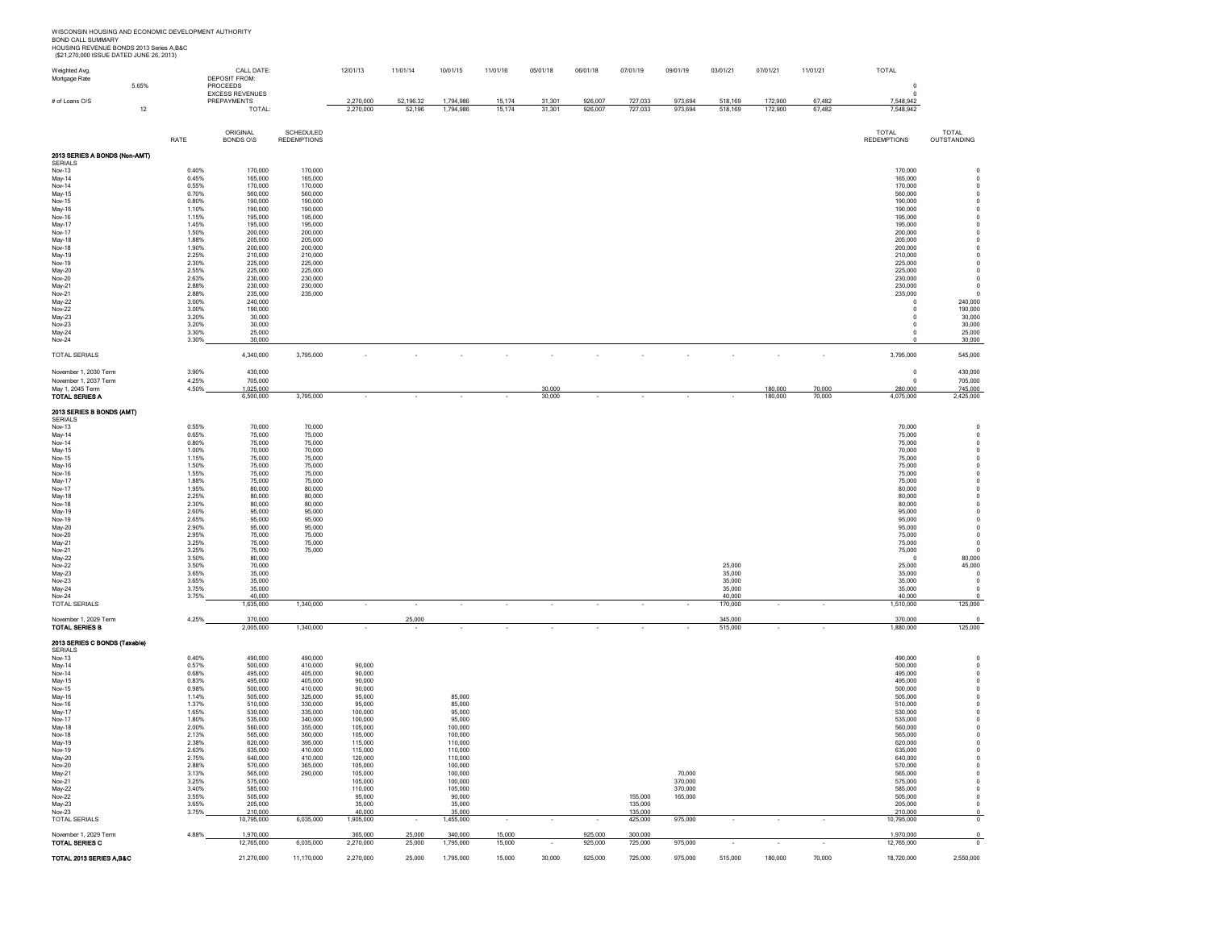WISCONSIN HOUSING AND ECONOMIC DEVELOPMENT AUTHORITY
BOND CALL SUMMARY
HOUSING REVENUE BONDS 2013 Series A,B&C
($21,270,000 ISSUE DATED JUNE 26, 2013)

| | CALL DATE: | 12/01/13 | 11/01/14 | 10/01/15 | 11/01/16 | 05/01/18 | 06/01/18 | 07/01/19 | 09/01/19 | 03/01/21 | 07/01/21 | 11/01/21 | TOTAL |
|---|---|---|---|---|---|---|---|---|---|---|---|---|---|
| Weighted Avg. Mortgage Rate 5.65% | DEPOSIT FROM: | | | | | | | | | | | | |
| | PROCEEDS | | | | | | | | | | | | 0 |
| | EXCESS REVENUES | | | | | | | | | | | | 0 |
| # of Loans O/S 12 | PREPAYMENTS | 2,270,000 | 52,196.32 | 1,794,986 | 15,174 | 31,301 | 926,007 | 727,033 | 973,694 | 518,169 | 172,900 | 67,482 | 7,548,942 |
| | TOTAL: | 2,270,000 | 52,196 | 1,794,986 | 15,174 | 31,301 | 926,007 | 727,033 | 973,694 | 518,169 | 172,900 | 67,482 | 7,548,942 |

| | RATE | ORIGINAL BONDS O/S | SCHEDULED REDEMPTIONS | 12/01/13 | 11/01/14 | 10/01/15 | 11/01/16 | 05/01/18 | 06/01/18 | 07/01/19 | 09/01/19 | 03/01/21 | 07/01/21 | 11/01/21 | TOTAL REDEMPTIONS | TOTAL OUTSTANDING |
|---|---|---|---|---|---|---|---|---|---|---|---|---|---|---|---|---|
| **2013 SERIES A BONDS (Non-AMT)** | | | | | | | | | | | | | | | | |
| SERIALS | | | | | | | | | | | | | | | | |
| Nov-13 | 0.40% | 170,000 | 170,000 | | | | | | | | | | | | 170,000 | 0 |
| May-14 | 0.45% | 165,000 | 165,000 | | | | | | | | | | | | 165,000 | 0 |
| Nov-14 | 0.55% | 170,000 | 170,000 | | | | | | | | | | | | 170,000 | 0 |
| May-15 | 0.70% | 560,000 | 560,000 | | | | | | | | | | | | 560,000 | 0 |
| Nov-15 | 0.80% | 190,000 | 190,000 | | | | | | | | | | | | 190,000 | 0 |
| May-16 | 1.10% | 190,000 | 190,000 | | | | | | | | | | | | 190,000 | 0 |
| Nov-16 | 1.15% | 195,000 | 195,000 | | | | | | | | | | | | 195,000 | 0 |
| May-17 | 1.45% | 195,000 | 195,000 | | | | | | | | | | | | 195,000 | 0 |
| Nov-17 | 1.50% | 200,000 | 200,000 | | | | | | | | | | | | 200,000 | 0 |
| May-18 | 1.88% | 205,000 | 205,000 | | | | | | | | | | | | 205,000 | 0 |
| Nov-18 | 1.90% | 200,000 | 200,000 | | | | | | | | | | | | 200,000 | 0 |
| May-19 | 2.25% | 210,000 | 210,000 | | | | | | | | | | | | 210,000 | 0 |
| Nov-19 | 2.30% | 225,000 | 225,000 | | | | | | | | | | | | 225,000 | 0 |
| May-20 | 2.55% | 225,000 | 225,000 | | | | | | | | | | | | 225,000 | 0 |
| Nov-20 | 2.63% | 230,000 | 230,000 | | | | | | | | | | | | 230,000 | 0 |
| May-21 | 2.88% | 230,000 | 230,000 | | | | | | | | | | | | 230,000 | 0 |
| Nov-21 | 2.88% | 235,000 | 235,000 | | | | | | | | | | | | 235,000 | 0 |
| May-22 | 3.00% | 240,000 | | | | | | | | | | | | | 0 | 240,000 |
| Nov-22 | 3.00% | 190,000 | | | | | | | | | | | | | 0 | 190,000 |
| May-23 | 3.20% | 30,000 | | | | | | | | | | | | | 0 | 30,000 |
| Nov-23 | 3.20% | 30,000 | | | | | | | | | | | | | 0 | 30,000 |
| May-24 | 3.30% | 25,000 | | | | | | | | | | | | | 0 | 25,000 |
| Nov-24 | 3.30% | 30,000 | | | | | | | | | | | | | 0 | 30,000 |
| TOTAL SERIALS | | 4,340,000 | 3,795,000 | - | - | - | - | - | - | - | - | - | - | - | 3,795,000 | 545,000 |
| November 1, 2030 Term | 3.90% | 430,000 | | | | | | | | | | | | | 0 | 430,000 |
| November 1, 2037 Term | 4.25% | 705,000 | | | | | | | | | | | | | 0 | 705,000 |
| May 1, 2045 Term | 4.50% | 1,025,000 | | | | | | 30,000 | | | | | 180,000 | 70,000 | 280,000 | 745,000 |
| **TOTAL SERIES A** | | 6,500,000 | 3,795,000 | - | - | - | - | 30,000 | - | - | - | - | 180,000 | 70,000 | 4,075,000 | 2,425,000 |
| **2013 SERIES B BONDS (AMT)** | | | | | | | | | | | | | | | | |
| SERIALS | | | | | | | | | | | | | | | | |
| Nov-13 | 0.55% | 70,000 | 70,000 | | | | | | | | | | | | 70,000 | 0 |
| May-14 | 0.65% | 75,000 | 75,000 | | | | | | | | | | | | 75,000 | 0 |
| Nov-14 | 0.80% | 75,000 | 75,000 | | | | | | | | | | | | 75,000 | 0 |
| May-15 | 1.00% | 70,000 | 70,000 | | | | | | | | | | | | 70,000 | 0 |
| Nov-15 | 1.15% | 75,000 | 75,000 | | | | | | | | | | | | 75,000 | 0 |
| May-16 | 1.50% | 75,000 | 75,000 | | | | | | | | | | | | 75,000 | 0 |
| Nov-16 | 1.55% | 75,000 | 75,000 | | | | | | | | | | | | 75,000 | 0 |
| May-17 | 1.88% | 75,000 | 75,000 | | | | | | | | | | | | 75,000 | 0 |
| Nov-17 | 1.95% | 80,000 | 80,000 | | | | | | | | | | | | 80,000 | 0 |
| May-18 | 2.25% | 80,000 | 80,000 | | | | | | | | | | | | 80,000 | 0 |
| Nov-18 | 2.30% | 80,000 | 80,000 | | | | | | | | | | | | 80,000 | 0 |
| May-19 | 2.60% | 95,000 | 95,000 | | | | | | | | | | | | 95,000 | 0 |
| Nov-19 | 2.65% | 95,000 | 95,000 | | | | | | | | | | | | 95,000 | 0 |
| May-20 | 2.90% | 95,000 | 95,000 | | | | | | | | | | | | 95,000 | 0 |
| Nov-20 | 2.95% | 75,000 | 75,000 | | | | | | | | | | | | 75,000 | 0 |
| May-21 | 3.25% | 75,000 | 75,000 | | | | | | | | | | | | 75,000 | 0 |
| Nov-21 | 3.25% | 75,000 | 75,000 | | | | | | | | | | | | 75,000 | 0 |
| May-22 | 3.50% | 80,000 | | | | | | | | | | | | | 0 | 80,000 |
| Nov-22 | 3.50% | 70,000 | | | | | | | | | | 25,000 | | | 25,000 | 45,000 |
| May-23 | 3.65% | 35,000 | | | | | | | | | | 35,000 | | | 35,000 | 0 |
| Nov-23 | 3.65% | 35,000 | | | | | | | | | | 35,000 | | | 35,000 | 0 |
| May-24 | 3.75% | 35,000 | | | | | | | | | | 35,000 | | | 35,000 | 0 |
| Nov-24 | 3.75% | 40,000 | | | | | | | | | | 40,000 | | | 40,000 | 0 |
| TOTAL SERIALS | | 1,635,000 | 1,340,000 | - | - | - | - | - | - | - | - | 170,000 | - | - | 1,510,000 | 125,000 |
| November 1, 2029 Term | 4.25% | 370,000 | | | 25,000 | | | | | | | 345,000 | | | 370,000 | 0 |
| **TOTAL SERIES B** | | 2,005,000 | 1,340,000 | - | - | - | - | - | - | - | - | 515,000 | - | - | 1,880,000 | 125,000 |
| **2013 SERIES C BONDS (Taxable)** | | | | | | | | | | | | | | | | |
| SERIALS | | | | | | | | | | | | | | | | |
| Nov-13 | 0.40% | 490,000 | 490,000 | | | | | | | | | | | | 490,000 | 0 |
| May-14 | 0.57% | 500,000 | 410,000 | 90,000 | | | | | | | | | | | 500,000 | 0 |
| Nov-14 | 0.68% | 495,000 | 405,000 | 90,000 | | | | | | | | | | | 495,000 | 0 |
| May-15 | 0.83% | 495,000 | 405,000 | 90,000 | | | | | | | | | | | 495,000 | 0 |
| Nov-15 | 0.98% | 500,000 | 410,000 | 90,000 | | | | | | | | | | | 500,000 | 0 |
| May-16 | 1.14% | 505,000 | 325,000 | 95,000 | | 85,000 | | | | | | | | | 505,000 | 0 |
| Nov-16 | 1.37% | 510,000 | 330,000 | 95,000 | | 85,000 | | | | | | | | | 510,000 | 0 |
| May-17 | 1.65% | 530,000 | 335,000 | 100,000 | | 95,000 | | | | | | | | | 530,000 | 0 |
| Nov-17 | 1.80% | 535,000 | 340,000 | 100,000 | | 95,000 | | | | | | | | | 535,000 | 0 |
| May-18 | 2.00% | 560,000 | 355,000 | 105,000 | | 100,000 | | | | | | | | | 560,000 | 0 |
| Nov-18 | 2.13% | 565,000 | 360,000 | 105,000 | | 100,000 | | | | | | | | | 565,000 | 0 |
| May-19 | 2.38% | 620,000 | 395,000 | 115,000 | | 110,000 | | | | | | | | | 620,000 | 0 |
| Nov-19 | 2.63% | 635,000 | 410,000 | 115,000 | | 110,000 | | | | | | | | | 635,000 | 0 |
| May-20 | 2.75% | 640,000 | 410,000 | 120,000 | | 110,000 | | | | | | | | | 640,000 | 0 |
| Nov-20 | 2.88% | 570,000 | 365,000 | 105,000 | | 100,000 | | | | | | | | | 570,000 | 0 |
| May-21 | 3.13% | 565,000 | 290,000 | 105,000 | | 100,000 | | | | | 70,000 | | | | 565,000 | 0 |
| Nov-21 | 3.25% | 575,000 | | 105,000 | | 100,000 | | | | | 370,000 | | | | 575,000 | 0 |
| May-22 | 3.40% | 585,000 | | 110,000 | | 105,000 | | | | | 370,000 | | | | 585,000 | 0 |
| Nov-22 | 3.55% | 505,000 | | 95,000 | | 90,000 | | | | 155,000 | 165,000 | | | | 505,000 | 0 |
| May-23 | 3.65% | 205,000 | | 35,000 | | 35,000 | | | | 135,000 | | | | | 205,000 | 0 |
| Nov-23 | 3.75% | 210,000 | | 40,000 | | 35,000 | | | | 135,000 | | | | | 210,000 | 0 |
| TOTAL SERIALS | | 10,795,000 | 6,035,000 | 1,905,000 | - | 1,455,000 | - | - | - | 425,000 | 975,000 | - | - | - | 10,795,000 | 0 |
| November 1, 2029 Term | 4.88% | 1,970,000 | | 365,000 | 25,000 | 340,000 | 15,000 | | 925,000 | 300,000 | | | | | 1,970,000 | 0 |
| **TOTAL SERIES C** | | 12,765,000 | 6,035,000 | 2,270,000 | 25,000 | 1,795,000 | 15,000 | - | 925,000 | 725,000 | 975,000 | - | - | - | 12,765,000 | 0 |
| **TOTAL 2013 SERIES A,B&C** | | 21,270,000 | 11,170,000 | 2,270,000 | 25,000 | 1,795,000 | 15,000 | 30,000 | 925,000 | 725,000 | 975,000 | 515,000 | 180,000 | 70,000 | 18,720,000 | 2,550,000 |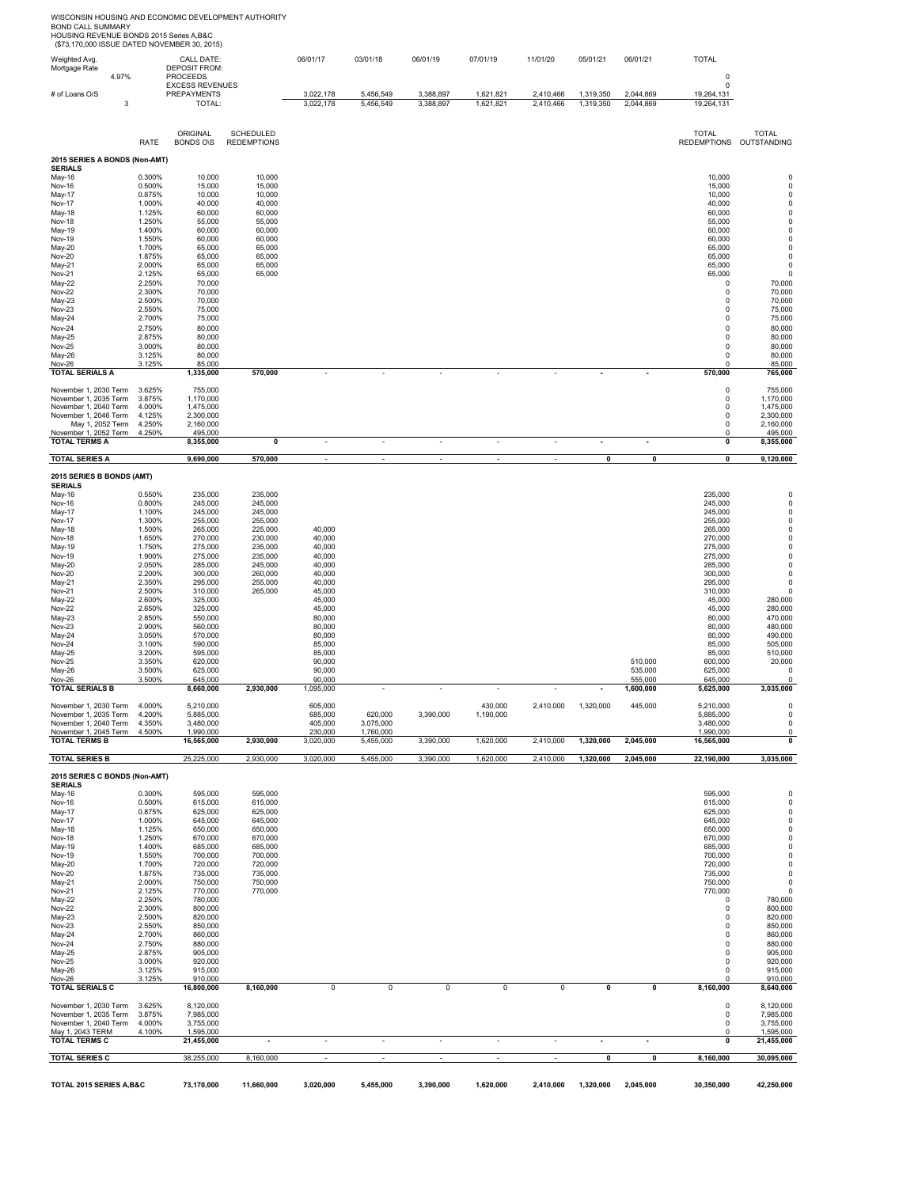WISCONSIN HOUSING AND ECONOMIC DEVELOPMENT AUTHORITY
BOND CALL SUMMARY
HOUSING REVENUE BONDS 2015 Series A,B&C
($73,170,000 ISSUE DATED NOVEMBER 30, 2015)

| Weighted Avg. Mortgage Rate | CALL DATE: | 06/01/17 | 03/01/18 | 06/01/19 | 07/01/19 | 11/01/20 | 05/01/21 | 06/01/21 | TOTAL |
|---|---|---|---|---|---|---|---|---|---|
| 4.97% | DEPOSIT FROM: | | | | | | | | |
| | PROCEEDS | | | | | | | | 0 |
| | EXCESS REVENUES | | | | | | | | 0 |
| # of Loans O/S | PREPAYMENTS | 3,022,178 | 5,456,549 | 3,388,897 | 1,621,821 | 2,410,466 | 1,319,350 | 2,044,869 | 19,264,131 |
| 3 | TOTAL: | 3,022,178 | 5,456,549 | 3,388,897 | 1,621,821 | 2,410,466 | 1,319,350 | 2,044,869 | 19,264,131 |

| | RATE | ORIGINAL BONDS O\S | SCHEDULED REDEMPTIONS | 06/01/17 | 03/01/18 | 06/01/19 | 07/01/19 | 11/01/20 | 05/01/21 | 06/01/21 | TOTAL REDEMPTIONS | TOTAL OUTSTANDING |
|---|---|---|---|---|---|---|---|---|---|---|---|---|
| **2015 SERIES A BONDS (Non-AMT)** | | | | | | | | | | | | |
| **SERIALS** | | | | | | | | | | | | |
| May-16 | 0.300% | 10,000 | 10,000 | | | | | | | | 10,000 | 0 |
| Nov-16 | 0.500% | 15,000 | 15,000 | | | | | | | | 15,000 | 0 |
| May-17 | 0.875% | 10,000 | 10,000 | | | | | | | | 10,000 | 0 |
| Nov-17 | 1.000% | 40,000 | 40,000 | | | | | | | | 40,000 | 0 |
| May-18 | 1.125% | 60,000 | 60,000 | | | | | | | | 60,000 | 0 |
| Nov-18 | 1.250% | 55,000 | 55,000 | | | | | | | | 55,000 | 0 |
| May-19 | 1.400% | 60,000 | 60,000 | | | | | | | | 60,000 | 0 |
| Nov-19 | 1.550% | 60,000 | 60,000 | | | | | | | | 60,000 | 0 |
| May-20 | 1.700% | 65,000 | 65,000 | | | | | | | | 65,000 | 0 |
| Nov-20 | 1.875% | 65,000 | 65,000 | | | | | | | | 65,000 | 0 |
| May-21 | 2.000% | 65,000 | 65,000 | | | | | | | | 65,000 | 0 |
| Nov-21 | 2.125% | 65,000 | 65,000 | | | | | | | | 65,000 | 0 |
| May-22 | 2.250% | 70,000 | | | | | | | | | 0 | 70,000 |
| Nov-22 | 2.300% | 70,000 | | | | | | | | | 0 | 70,000 |
| May-23 | 2.500% | 70,000 | | | | | | | | | 0 | 70,000 |
| Nov-23 | 2.550% | 75,000 | | | | | | | | | 0 | 75,000 |
| May-24 | 2.700% | 75,000 | | | | | | | | | 0 | 75,000 |
| Nov-24 | 2.750% | 80,000 | | | | | | | | | 0 | 80,000 |
| May-25 | 2.875% | 80,000 | | | | | | | | | 0 | 80,000 |
| Nov-25 | 3.000% | 80,000 | | | | | | | | | 0 | 80,000 |
| May-26 | 3.125% | 80,000 | | | | | | | | | 0 | 80,000 |
| Nov-26 | 3.125% | 85,000 | | | | | | | | | 0 | 85,000 |
| **TOTAL SERIALS A** | | **1,335,000** | **570,000** | - | - | - | - | - | - | - | **570,000** | **765,000** |
| November 1, 2030 Term | 3.625% | 755,000 | | | | | | | | | 0 | 755,000 |
| November 1, 2035 Term | 3.875% | 1,170,000 | | | | | | | | | 0 | 1,170,000 |
| November 1, 2040 Term | 4.000% | 1,475,000 | | | | | | | | | 0 | 1,475,000 |
| November 1, 2046 Term | 4.125% | 2,300,000 | | | | | | | | | 0 | 2,300,000 |
| May 1, 2052 Term | 4.250% | 2,160,000 | | | | | | | | | 0 | 2,160,000 |
| November 1, 2052 Term | 4.250% | 495,000 | | | | | | | | | 0 | 495,000 |
| **TOTAL TERMS A** | | **8,355,000** | **0** | - | - | - | - | - | - | - | **0** | **8,355,000** |
| **TOTAL SERIES A** | | **9,690,000** | **570,000** | - | - | - | - | - | **0** | **0** | **0** | **9,120,000** |
| **2015 SERIES B BONDS (AMT)** | | | | | | | | | | | | |
| **SERIALS** | | | | | | | | | | | | |
| May-16 | 0.550% | 235,000 | 235,000 | | | | | | | | 235,000 | 0 |
| Nov-16 | 0.800% | 245,000 | 245,000 | | | | | | | | 245,000 | 0 |
| May-17 | 1.100% | 245,000 | 245,000 | | | | | | | | 245,000 | 0 |
| Nov-17 | 1.300% | 255,000 | 255,000 | | | | | | | | 255,000 | 0 |
| May-18 | 1.500% | 265,000 | 225,000 | 40,000 | | | | | | | 265,000 | 0 |
| Nov-18 | 1.650% | 270,000 | 230,000 | 40,000 | | | | | | | 270,000 | 0 |
| May-19 | 1.750% | 275,000 | 235,000 | 40,000 | | | | | | | 275,000 | 0 |
| Nov-19 | 1.900% | 275,000 | 235,000 | 40,000 | | | | | | | 275,000 | 0 |
| May-20 | 2.050% | 285,000 | 245,000 | 40,000 | | | | | | | 285,000 | 0 |
| Nov-20 | 2.200% | 300,000 | 260,000 | 40,000 | | | | | | | 300,000 | 0 |
| May-21 | 2.350% | 295,000 | 255,000 | 40,000 | | | | | | | 295,000 | 0 |
| Nov-21 | 2.500% | 310,000 | 265,000 | 45,000 | | | | | | | 310,000 | 0 |
| May-22 | 2.600% | 325,000 | | 45,000 | | | | | | | 45,000 | 280,000 |
| Nov-22 | 2.650% | 325,000 | | 45,000 | | | | | | | 45,000 | 280,000 |
| May-23 | 2.850% | 550,000 | | 80,000 | | | | | | | 80,000 | 470,000 |
| Nov-23 | 2.900% | 560,000 | | 80,000 | | | | | | | 80,000 | 480,000 |
| May-24 | 3.050% | 570,000 | | 80,000 | | | | | | | 80,000 | 490,000 |
| Nov-24 | 3.100% | 590,000 | | 85,000 | | | | | | | 85,000 | 505,000 |
| May-25 | 3.200% | 595,000 | | 85,000 | | | | | | | 85,000 | 510,000 |
| Nov-25 | 3.350% | 620,000 | | 90,000 | | | | | | 510,000 | 600,000 | 20,000 |
| May-26 | 3.500% | 625,000 | | 90,000 | | | | | | 535,000 | 625,000 | 0 |
| Nov-26 | 3.500% | 645,000 | | 90,000 | | | | | | 555,000 | 645,000 | 0 |
| **TOTAL SERIALS B** | | **8,660,000** | **2,930,000** | **1,095,000** | - | - | - | - | - | **1,600,000** | **5,625,000** | **3,035,000** |
| November 1, 2030 Term | 4.000% | 5,210,000 | | 605,000 | | | 430,000 | 2,410,000 | 1,320,000 | 445,000 | 5,210,000 | 0 |
| November 1, 2035 Term | 4.200% | 5,885,000 | | 685,000 | 620,000 | 3,390,000 | 1,190,000 | | | | 5,885,000 | 0 |
| November 1, 2040 Term | 4.350% | 3,480,000 | | 405,000 | 3,075,000 | | | | | | 3,480,000 | 0 |
| November 1, 2045 Term | 4.500% | 1,990,000 | | 230,000 | 1,760,000 | | | | | | 1,990,000 | 0 |
| **TOTAL TERMS B** | | **16,565,000** | **2,930,000** | **3,020,000** | **5,455,000** | **3,390,000** | **1,620,000** | **2,410,000** | **1,320,000** | **2,045,000** | **16,565,000** | **0** |
| **TOTAL SERIES B** | | **25,225,000** | **2,930,000** | **3,020,000** | **5,455,000** | **3,390,000** | **1,620,000** | **2,410,000** | **1,320,000** | **2,045,000** | **22,190,000** | **3,035,000** |
| **2015 SERIES C BONDS (Non-AMT)** | | | | | | | | | | | | |
| **SERIALS** | | | | | | | | | | | | |
| May-16 | 0.300% | 595,000 | 595,000 | | | | | | | | 595,000 | 0 |
| Nov-16 | 0.500% | 615,000 | 615,000 | | | | | | | | 615,000 | 0 |
| May-17 | 0.875% | 625,000 | 625,000 | | | | | | | | 625,000 | 0 |
| Nov-17 | 1.000% | 645,000 | 645,000 | | | | | | | | 645,000 | 0 |
| May-18 | 1.125% | 650,000 | 650,000 | | | | | | | | 650,000 | 0 |
| Nov-18 | 1.250% | 670,000 | 670,000 | | | | | | | | 670,000 | 0 |
| May-19 | 1.400% | 685,000 | 685,000 | | | | | | | | 685,000 | 0 |
| Nov-19 | 1.550% | 700,000 | 700,000 | | | | | | | | 700,000 | 0 |
| May-20 | 1.700% | 720,000 | 720,000 | | | | | | | | 720,000 | 0 |
| Nov-20 | 1.875% | 735,000 | 735,000 | | | | | | | | 735,000 | 0 |
| May-21 | 2.000% | 750,000 | 750,000 | | | | | | | | 750,000 | 0 |
| Nov-21 | 2.125% | 770,000 | 770,000 | | | | | | | | 770,000 | 0 |
| May-22 | 2.250% | 780,000 | | | | | | | | | 0 | 780,000 |
| Nov-22 | 2.300% | 800,000 | | | | | | | | | 0 | 800,000 |
| May-23 | 2.500% | 820,000 | | | | | | | | | 0 | 820,000 |
| Nov-23 | 2.550% | 850,000 | | | | | | | | | 0 | 850,000 |
| May-24 | 2.700% | 860,000 | | | | | | | | | 0 | 860,000 |
| Nov-24 | 2.750% | 880,000 | | | | | | | | | 0 | 880,000 |
| May-25 | 2.875% | 905,000 | | | | | | | | | 0 | 905,000 |
| Nov-25 | 3.000% | 920,000 | | | | | | | | | 0 | 920,000 |
| May-26 | 3.125% | 915,000 | | | | | | | | | 0 | 915,000 |
| Nov-26 | 3.125% | 910,000 | | | | | | | | | 0 | 910,000 |
| **TOTAL SERIALS C** | | **16,800,000** | **8,160,000** | 0 | 0 | 0 | 0 | 0 | **0** | **0** | **8,160,000** | **8,640,000** |
| November 1, 2030 Term | 3.625% | 8,120,000 | | | | | | | | | 0 | 8,120,000 |
| November 1, 2035 Term | 3.875% | 7,985,000 | | | | | | | | | 0 | 7,985,000 |
| November 1, 2040 Term | 4.000% | 3,755,000 | | | | | | | | | 0 | 3,755,000 |
| May 1, 2043 TERM | 4.100% | 1,595,000 | | | | | | | | | 0 | 1,595,000 |
| **TOTAL TERMS C** | | **21,455,000** | **-** | - | - | - | - | - | **-** | **-** | **0** | **21,455,000** |
| **TOTAL SERIES C** | | 38,255,000 | 8,160,000 | - | - | - | - | - | **0** | **0** | **8,160,000** | **30,095,000** |
| **TOTAL 2015 SERIES A,B&C** | | **73,170,000** | **11,660,000** | **3,020,000** | **5,455,000** | **3,390,000** | **1,620,000** | **2,410,000** | **1,320,000** | **2,045,000** | **30,350,000** | **42,250,000** |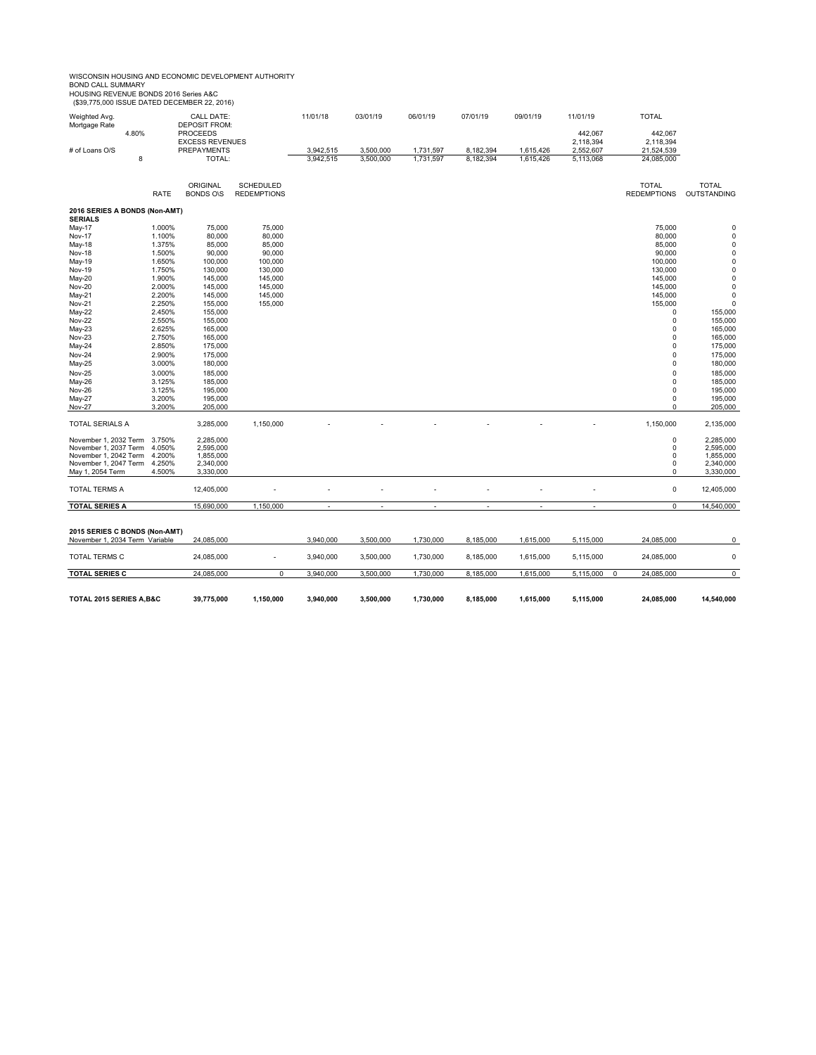WISCONSIN HOUSING AND ECONOMIC DEVELOPMENT AUTHORITY
BOND CALL SUMMARY
HOUSING REVENUE BONDS 2016 Series A&C
($39,775,000 ISSUE DATED DECEMBER 22, 2016)

| Weighted Avg. Mortgage Rate | CALL DATE: | 11/01/18 | 03/01/19 | 06/01/19 | 07/01/19 | 09/01/19 | 11/01/19 | TOTAL |
|---|---|---|---|---|---|---|---|---|
| | DEPOSIT FROM: | | | | | | | |
| 4.80% | PROCEEDS | | | | | | 442,067 | 442,067 |
| | EXCESS REVENUES | | | | | | 2,118,394 | 2,118,394 |
| # of Loans O/S | PREPAYMENTS | 3,942,515 | 3,500,000 | 1,731,597 | 8,182,394 | 1,615,426 | 2,552,607 | 21,524,539 |
| 8 | TOTAL: | 3,942,515 | 3,500,000 | 1,731,597 | 8,182,394 | 1,615,426 | 5,113,068 | 24,085,000 |

| | RATE | ORIGINAL BONDS O\S | SCHEDULED REDEMPTIONS | 11/01/18 | 03/01/19 | 06/01/19 | 07/01/19 | 09/01/19 | 11/01/19 | TOTAL REDEMPTIONS | TOTAL OUTSTANDING |
|---|---|---|---|---|---|---|---|---|---|---|---|
| **2016 SERIES A BONDS (Non-AMT)** | | | | | | | | | | | |
| **SERIALS** | | | | | | | | | | | |
| May-17 | 1.000% | 75,000 | 75,000 | | | | | | | 75,000 | 0 |
| Nov-17 | 1.100% | 80,000 | 80,000 | | | | | | | 80,000 | 0 |
| May-18 | 1.375% | 85,000 | 85,000 | | | | | | | 85,000 | 0 |
| Nov-18 | 1.500% | 90,000 | 90,000 | | | | | | | 90,000 | 0 |
| May-19 | 1.650% | 100,000 | 100,000 | | | | | | | 100,000 | 0 |
| Nov-19 | 1.750% | 130,000 | 130,000 | | | | | | | 130,000 | 0 |
| May-20 | 1.900% | 145,000 | 145,000 | | | | | | | 145,000 | 0 |
| Nov-20 | 2.000% | 145,000 | 145,000 | | | | | | | 145,000 | 0 |
| May-21 | 2.200% | 145,000 | 145,000 | | | | | | | 145,000 | 0 |
| Nov-21 | 2.250% | 155,000 | 155,000 | | | | | | | 155,000 | 0 |
| May-22 | 2.450% | 155,000 | | | | | | | | 0 | 155,000 |
| Nov-22 | 2.550% | 155,000 | | | | | | | | 0 | 155,000 |
| May-23 | 2.625% | 165,000 | | | | | | | | 0 | 165,000 |
| Nov-23 | 2.750% | 165,000 | | | | | | | | 0 | 165,000 |
| May-24 | 2.850% | 175,000 | | | | | | | | 0 | 175,000 |
| Nov-24 | 2.900% | 175,000 | | | | | | | | 0 | 175,000 |
| May-25 | 3.000% | 180,000 | | | | | | | | 0 | 180,000 |
| Nov-25 | 3.000% | 185,000 | | | | | | | | 0 | 185,000 |
| May-26 | 3.125% | 185,000 | | | | | | | | 0 | 185,000 |
| Nov-26 | 3.125% | 195,000 | | | | | | | | 0 | 195,000 |
| May-27 | 3.200% | 195,000 | | | | | | | | 0 | 195,000 |
| Nov-27 | 3.200% | 205,000 | | | | | | | | 0 | 205,000 |
| TOTAL SERIALS A | | 3,285,000 | 1,150,000 | - | - | - | - | - | - | 1,150,000 | 2,135,000 |
| November 1, 2032 Term | 3.750% | 2,285,000 | | | | | | | | 0 | 2,285,000 |
| November 1, 2037 Term | 4.050% | 2,595,000 | | | | | | | | 0 | 2,595,000 |
| November 1, 2042 Term | 4.200% | 1,855,000 | | | | | | | | 0 | 1,855,000 |
| November 1, 2047 Term | 4.250% | 2,340,000 | | | | | | | | 0 | 2,340,000 |
| May 1, 2054 Term | 4.500% | 3,330,000 | | | | | | | | 0 | 3,330,000 |
| TOTAL TERMS A | | 12,405,000 | - | - | - | - | - | - | - | 0 | 12,405,000 |
| **TOTAL SERIES A** | | 15,690,000 | 1,150,000 | - | - | - | - | - | - | 0 | 14,540,000 |
| **2015 SERIES C BONDS (Non-AMT)** | | | | | | | | | | | |
| November 1, 2034 Term | Variable | 24,085,000 | | 3,940,000 | 3,500,000 | 1,730,000 | 8,185,000 | 1,615,000 | 5,115,000 | 24,085,000 | 0 |
| TOTAL TERMS C | | 24,085,000 | - | 3,940,000 | 3,500,000 | 1,730,000 | 8,185,000 | 1,615,000 | 5,115,000 | 24,085,000 | 0 |
| **TOTAL SERIES C** | | 24,085,000 | 0 | 3,940,000 | 3,500,000 | 1,730,000 | 8,185,000 | 1,615,000 | 5,115,000 0 | 24,085,000 | 0 |
| **TOTAL 2015 SERIES A,B&C** | | **39,775,000** | **1,150,000** | **3,940,000** | **3,500,000** | **1,730,000** | **8,185,000** | **1,615,000** | **5,115,000** | **24,085,000** | **14,540,000** |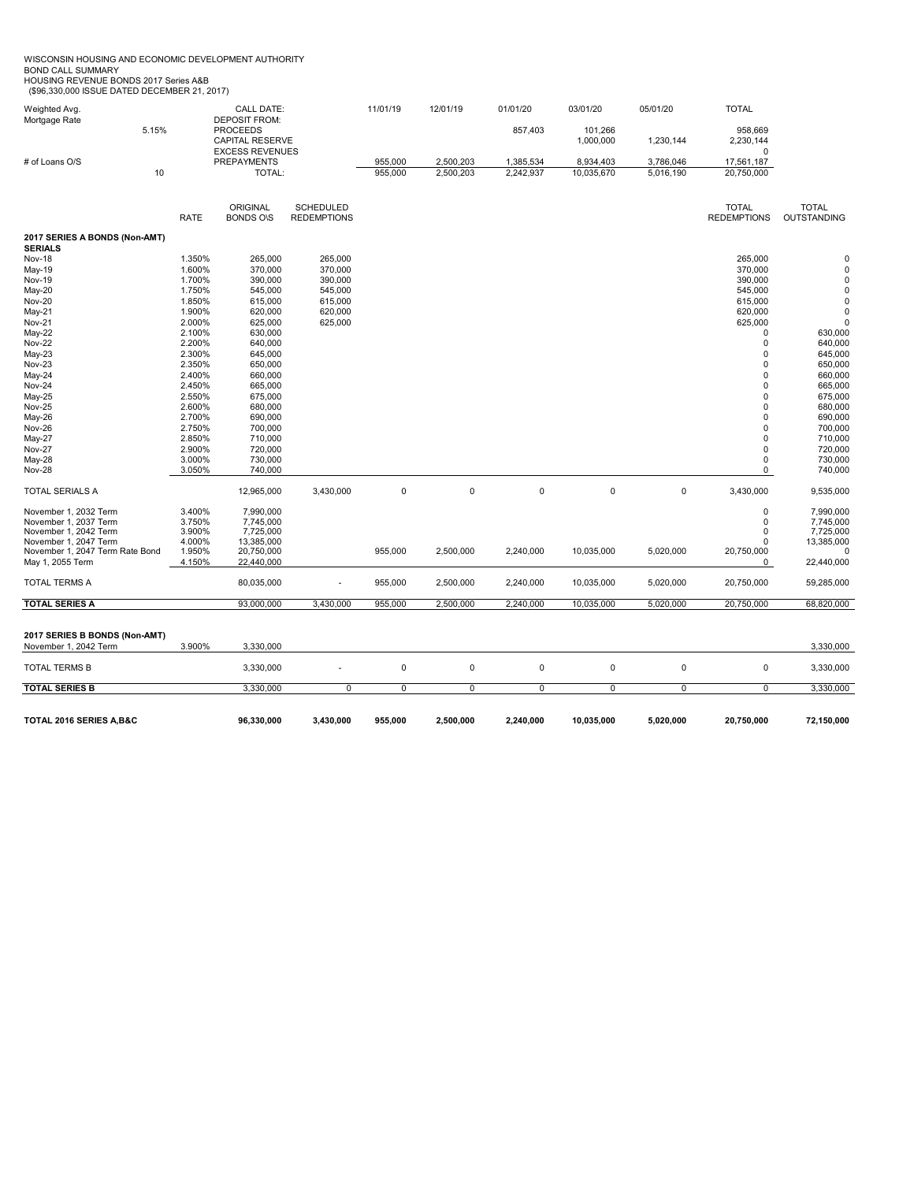WISCONSIN HOUSING AND ECONOMIC DEVELOPMENT AUTHORITY
BOND CALL SUMMARY
HOUSING REVENUE BONDS 2017 Series A&B
($96,330,000 ISSUE DATED DECEMBER 21, 2017)

| Weighted Avg. Mortgage Rate | | CALL DATE: | 11/01/19 | 12/01/19 | 01/01/20 | 03/01/20 | 05/01/20 | TOTAL |
|---|---|---|---|---|---|---|---|---|
| | 5.15% | DEPOSIT FROM: PROCEEDS | | | 857,403 | 101,266 | | 958,669 |
| | | CAPITAL RESERVE | | | | 1,000,000 | 1,230,144 | 2,230,144 |
| | | EXCESS REVENUES | | | | | | 0 |
| # of Loans O/S | | PREPAYMENTS | 955,000 | 2,500,203 | 1,385,534 | 8,934,403 | 3,786,046 | 17,561,187 |
| | 10 | TOTAL: | 955,000 | 2,500,203 | 2,242,937 | 10,035,670 | 5,016,190 | 20,750,000 |

| | RATE | ORIGINAL BONDS O\S | SCHEDULED REDEMPTIONS | 11/01/19 | 12/01/19 | 01/01/20 | 03/01/20 | 05/01/20 | TOTAL REDEMPTIONS | TOTAL OUTSTANDING |
|---|---|---|---|---|---|---|---|---|---|---|
| **2017 SERIES A BONDS (Non-AMT)** | | | | | | | | | | |
| **SERIALS** | | | | | | | | | | |
| Nov-18 | 1.350% | 265,000 | 265,000 | | | | | | 265,000 | 0 |
| May-19 | 1.600% | 370,000 | 370,000 | | | | | | 370,000 | 0 |
| Nov-19 | 1.700% | 390,000 | 390,000 | | | | | | 390,000 | 0 |
| May-20 | 1.750% | 545,000 | 545,000 | | | | | | 545,000 | 0 |
| Nov-20 | 1.850% | 615,000 | 615,000 | | | | | | 615,000 | 0 |
| May-21 | 1.900% | 620,000 | 620,000 | | | | | | 620,000 | 0 |
| Nov-21 | 2.000% | 625,000 | 625,000 | | | | | | 625,000 | 0 |
| May-22 | 2.100% | 630,000 | | | | | | | 0 | 630,000 |
| Nov-22 | 2.200% | 640,000 | | | | | | | 0 | 640,000 |
| May-23 | 2.300% | 645,000 | | | | | | | 0 | 645,000 |
| Nov-23 | 2.350% | 650,000 | | | | | | | 0 | 650,000 |
| May-24 | 2.400% | 660,000 | | | | | | | 0 | 660,000 |
| Nov-24 | 2.450% | 665,000 | | | | | | | 0 | 665,000 |
| May-25 | 2.550% | 675,000 | | | | | | | 0 | 675,000 |
| Nov-25 | 2.600% | 680,000 | | | | | | | 0 | 680,000 |
| May-26 | 2.700% | 690,000 | | | | | | | 0 | 690,000 |
| Nov-26 | 2.750% | 700,000 | | | | | | | 0 | 700,000 |
| May-27 | 2.850% | 710,000 | | | | | | | 0 | 710,000 |
| Nov-27 | 2.900% | 720,000 | | | | | | | 0 | 720,000 |
| May-28 | 3.000% | 730,000 | | | | | | | 0 | 730,000 |
| Nov-28 | 3.050% | 740,000 | | | | | | | 0 | 740,000 |
| TOTAL SERIALS A | | 12,965,000 | 3,430,000 | 0 | 0 | 0 | 0 | 0 | 3,430,000 | 9,535,000 |
| November 1, 2032 Term | 3.400% | 7,990,000 | | | | | | | 0 | 7,990,000 |
| November 1, 2037 Term | 3.750% | 7,745,000 | | | | | | | 0 | 7,745,000 |
| November 1, 2042 Term | 3.900% | 7,725,000 | | | | | | | 0 | 7,725,000 |
| November 1, 2047 Term | 4.000% | 13,385,000 | | | | | | | 0 | 13,385,000 |
| November 1, 2047 Term Rate Bond | 1.950% | 20,750,000 | | 955,000 | 2,500,000 | 2,240,000 | 10,035,000 | 5,020,000 | 20,750,000 | 0 |
| May 1, 2055 Term | 4.150% | 22,440,000 | | | | | | | 0 | 22,440,000 |
| TOTAL TERMS A | | 80,035,000 | - | 955,000 | 2,500,000 | 2,240,000 | 10,035,000 | 5,020,000 | 20,750,000 | 59,285,000 |
| **TOTAL SERIES A** | | 93,000,000 | 3,430,000 | 955,000 | 2,500,000 | 2,240,000 | 10,035,000 | 5,020,000 | 20,750,000 | 68,820,000 |
| **2017 SERIES B BONDS (Non-AMT)** | | | | | | | | | | |
| November 1, 2042 Term | 3.900% | 3,330,000 | | | | | | | | 3,330,000 |
| TOTAL TERMS B | | 3,330,000 | - | 0 | 0 | 0 | 0 | 0 | 0 | 3,330,000 |
| **TOTAL SERIES B** | | 3,330,000 | 0 | 0 | 0 | 0 | 0 | 0 | 0 | 3,330,000 |
| **TOTAL 2016 SERIES A,B&C** | | **96,330,000** | **3,430,000** | **955,000** | **2,500,000** | **2,240,000** | **10,035,000** | **5,020,000** | **20,750,000** | **72,150,000** |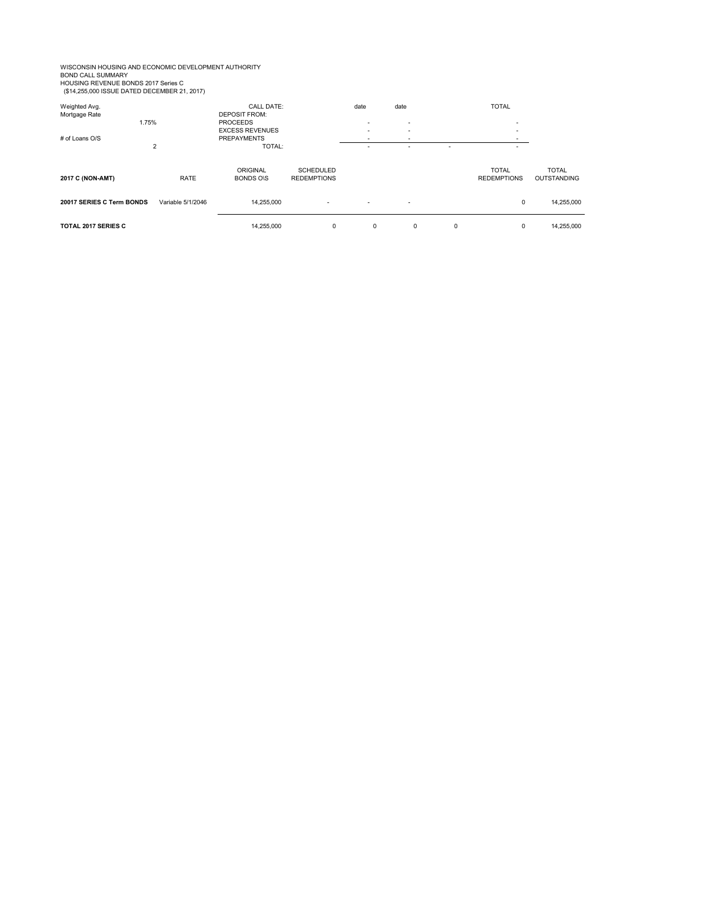WISCONSIN HOUSING AND ECONOMIC DEVELOPMENT AUTHORITY
BOND CALL SUMMARY
HOUSING REVENUE BONDS 2017 Series C
($14,255,000 ISSUE DATED DECEMBER 21, 2017)

| | | | | | | | |
|---|---|---|---|---|---|---|---|
| Weighted Avg. Mortgage Rate | | CALL DATE: | | date | date | | TOTAL |
| 1.75% | | DEPOSIT FROM: | | | | | |
| | | PROCEEDS | | - | - | | - |
| | | EXCESS REVENUES | | - | - | | - |
| # of Loans O/S | | PREPAYMENTS | | - | - | | - |
| 2 | | TOTAL: | | - | - | - | - |

| 2017 C (NON-AMT) | RATE | ORIGINAL BONDS O\S | SCHEDULED REDEMPTIONS | | | | TOTAL REDEMPTIONS | TOTAL OUTSTANDING |
|---|---|---|---|---|---|---|---|---|
| **20017 SERIES C Term BONDS** | Variable 5/1/2046 | 14,255,000 | - | - | - | | 0 | 14,255,000 |
| **TOTAL 2017 SERIES C** | | 14,255,000 | 0 | 0 | 0 | 0 | 0 | 14,255,000 |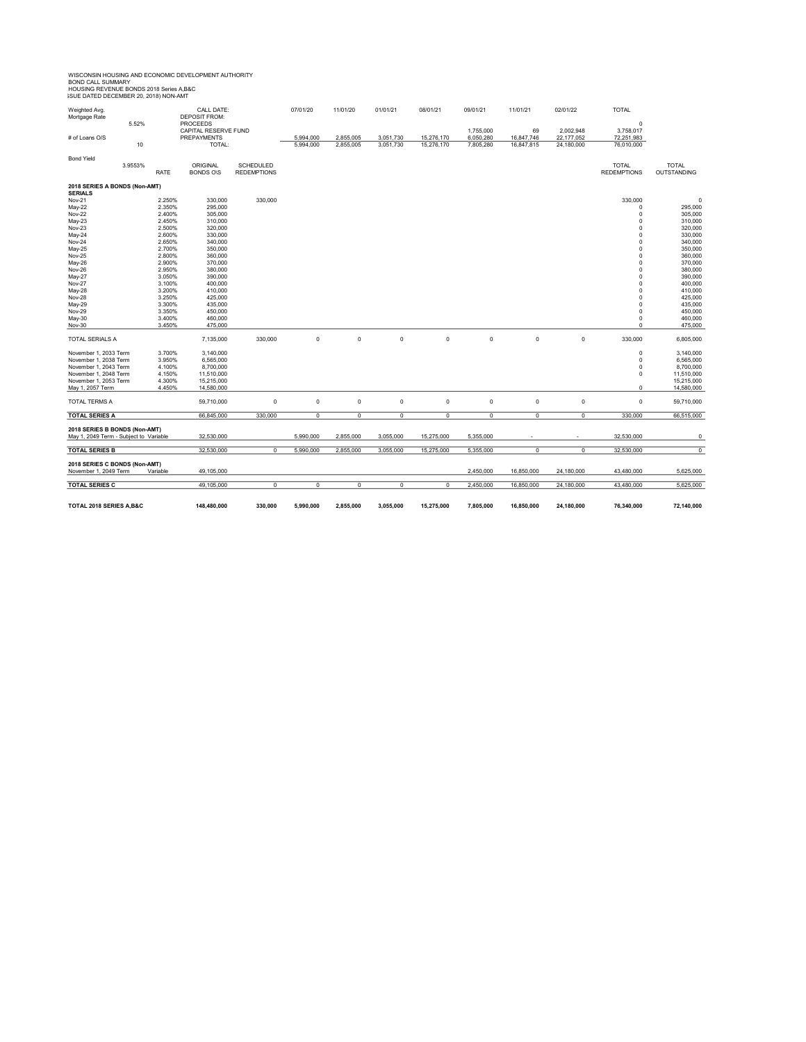WISCONSIN HOUSING AND ECONOMIC DEVELOPMENT AUTHORITY
BOND CALL SUMMARY
HOUSING REVENUE BONDS 2018 Series A,B&C
ISSUE DATED DECEMBER 20, 2018) NON-AMT

| Weighted Avg. Mortgage Rate | | CALL DATE: | | 07/01/20 | 11/01/20 | 01/01/21 | 08/01/21 | 09/01/21 | 11/01/21 | 02/01/22 | TOTAL | |
|---|---|---|---|---|---|---|---|---|---|---|---|---|
| 5.52% | | DEPOSIT FROM: PROCEEDS | | | | | | | | | 0 | |
| | | CAPITAL RESERVE FUND | | | | | | 1,755,000 | 69 | 2,002,948 | 3,758,017 | |
| # of Loans O/S | | PREPAYMENTS | | 5,994,000 | 2,855,005 | 3,051,730 | 15,276,170 | 6,050,280 | 16,847,746 | 22,177,052 | 72,251,983 | |
| 10 | | TOTAL: | | 5,994,000 | 2,855,005 | 3,051,730 | 15,276,170 | 7,805,280 | 16,847,815 | 24,180,000 | 76,010,000 | |
| Bond Yield | | | | | | | | | | | | |
| 3.9553% | RATE | ORIGINAL BONDS O\S | SCHEDULED REDEMPTIONS | | | | | | | | TOTAL REDEMPTIONS | TOTAL OUTSTANDING |
| **2018 SERIES A BONDS (Non-AMT)** | | | | | | | | | | | | |
| **SERIALS** | | | | | | | | | | | | |
| Nov-21 | 2.250% | 330,000 | 330,000 | | | | | | | | 330,000 | 0 |
| May-22 | 2.350% | 295,000 | | | | | | | | | 0 | 295,000 |
| Nov-22 | 2.400% | 305,000 | | | | | | | | | 0 | 305,000 |
| May-23 | 2.450% | 310,000 | | | | | | | | | 0 | 310,000 |
| Nov-23 | 2.500% | 320,000 | | | | | | | | | 0 | 320,000 |
| May-24 | 2.600% | 330,000 | | | | | | | | | 0 | 330,000 |
| Nov-24 | 2.650% | 340,000 | | | | | | | | | 0 | 340,000 |
| May-25 | 2.700% | 350,000 | | | | | | | | | 0 | 350,000 |
| Nov-25 | 2.800% | 360,000 | | | | | | | | | 0 | 360,000 |
| May-26 | 2.900% | 370,000 | | | | | | | | | 0 | 370,000 |
| Nov-26 | 2.950% | 380,000 | | | | | | | | | 0 | 380,000 |
| May-27 | 3.050% | 390,000 | | | | | | | | | 0 | 390,000 |
| Nov-27 | 3.100% | 400,000 | | | | | | | | | 0 | 400,000 |
| May-28 | 3.200% | 410,000 | | | | | | | | | 0 | 410,000 |
| Nov-28 | 3.250% | 425,000 | | | | | | | | | 0 | 425,000 |
| May-29 | 3.300% | 435,000 | | | | | | | | | 0 | 435,000 |
| Nov-29 | 3.350% | 450,000 | | | | | | | | | 0 | 450,000 |
| May-30 | 3.400% | 460,000 | | | | | | | | | 0 | 460,000 |
| Nov-30 | 3.450% | 475,000 | | | | | | | | | 0 | 475,000 |
| TOTAL SERIALS A | | 7,135,000 | 330,000 | 0 | 0 | 0 | 0 | 0 | 0 | 0 | 330,000 | 6,805,000 |
| November 1, 2033 Term | 3.700% | 3,140,000 | | | | | | | | | 0 | 3,140,000 |
| November 1, 2038 Term | 3.950% | 6,565,000 | | | | | | | | | 0 | 6,565,000 |
| November 1, 2043 Term | 4.100% | 8,700,000 | | | | | | | | | 0 | 8,700,000 |
| November 1, 2048 Term | 4.150% | 11,510,000 | | | | | | | | | 0 | 11,510,000 |
| November 1, 2053 Term | 4.300% | 15,215,000 | | | | | | | | | | 15,215,000 |
| May 1, 2057 Term | 4.450% | 14,580,000 | | | | | | | | | 0 | 14,580,000 |
| TOTAL TERMS A | | 59,710,000 | 0 | 0 | 0 | 0 | 0 | 0 | 0 | 0 | 0 | 59,710,000 |
| **TOTAL SERIES A** | | 66,845,000 | 330,000 | 0 | 0 | 0 | 0 | 0 | 0 | 0 | 330,000 | 66,515,000 |
| **2018 SERIES B BONDS (Non-AMT)** | | | | | | | | | | | | |
| May 1, 2049 Term - Subject to Variable | | 32,530,000 | | 5,990,000 | 2,855,000 | 3,055,000 | 15,275,000 | 5,355,000 | - | - | 32,530,000 | 0 |
| **TOTAL SERIES B** | | 32,530,000 | 0 | 5,990,000 | 2,855,000 | 3,055,000 | 15,275,000 | 5,355,000 | 0 | 0 | 32,530,000 | 0 |
| **2018 SERIES C BONDS (Non-AMT)** | | | | | | | | | | | | |
| November 1, 2049 Term | Variable | 49,105,000 | | | | | | 2,450,000 | 16,850,000 | 24,180,000 | 43,480,000 | 5,625,000 |
| **TOTAL SERIES C** | | 49,105,000 | 0 | 0 | 0 | 0 | 0 | 2,450,000 | 16,850,000 | 24,180,000 | 43,480,000 | 5,625,000 |
| **TOTAL 2018 SERIES A,B&C** | | **148,480,000** | **330,000** | **5,990,000** | **2,855,000** | **3,055,000** | **15,275,000** | **7,805,000** | **16,850,000** | **24,180,000** | **76,340,000** | **72,140,000** |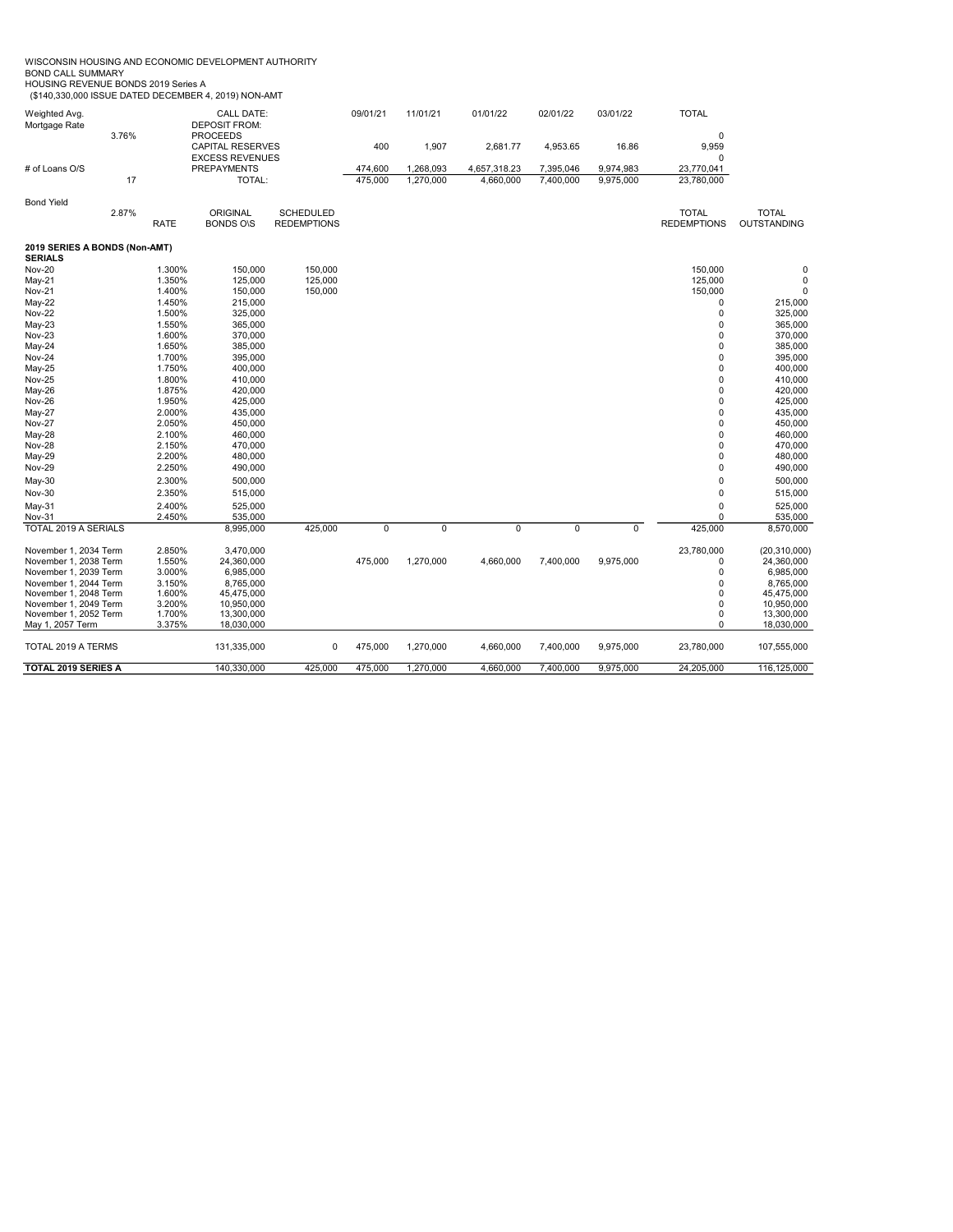WISCONSIN HOUSING AND ECONOMIC DEVELOPMENT AUTHORITY
BOND CALL SUMMARY
HOUSING REVENUE BONDS 2019 Series A
($140,330,000 ISSUE DATED DECEMBER 4, 2019) NON-AMT

| | | CALL DATE: | | 09/01/21 | 11/01/21 | 01/01/22 | 02/01/22 | 03/01/22 | TOTAL |
|---|---|---|---|---|---|---|---|---|---|
| Weighted Avg. Mortgage Rate | | DEPOSIT FROM: | | | | | | | |
| 3.76% | | PROCEEDS | | | | | | | 0 |
| | | CAPITAL RESERVES | | 400 | 1,907 | 2,681.77 | 4,953.65 | 16.86 | 9,959 |
| | | EXCESS REVENUES | | | | | | | 0 |
| # of Loans O/S | | PREPAYMENTS | | 474,600 | 1,268,093 | 4,657,318.23 | 7,395,046 | 9,974,983 | 23,770,041 |
| 17 | | TOTAL: | | 475,000 | 1,270,000 | 4,660,000 | 7,400,000 | 9,975,000 | 23,780,000 |

| Bond Yield 2.87% | RATE | ORIGINAL BONDS O\S | SCHEDULED REDEMPTIONS | | | | | | TOTAL REDEMPTIONS | TOTAL OUTSTANDING |
|---|---|---|---|---|---|---|---|---|---|---|
| **2019 SERIES A BONDS (Non-AMT)** | | | | | | | | | | |
| **SERIALS** | | | | | | | | | | |
| Nov-20 | 1.300% | 150,000 | 150,000 | | | | | | 150,000 | 0 |
| May-21 | 1.350% | 125,000 | 125,000 | | | | | | 125,000 | 0 |
| Nov-21 | 1.400% | 150,000 | 150,000 | | | | | | 150,000 | 0 |
| May-22 | 1.450% | 215,000 | | | | | | | 0 | 215,000 |
| Nov-22 | 1.500% | 325,000 | | | | | | | 0 | 325,000 |
| May-23 | 1.550% | 365,000 | | | | | | | 0 | 365,000 |
| Nov-23 | 1.600% | 370,000 | | | | | | | 0 | 370,000 |
| May-24 | 1.650% | 385,000 | | | | | | | 0 | 385,000 |
| Nov-24 | 1.700% | 395,000 | | | | | | | 0 | 395,000 |
| May-25 | 1.750% | 400,000 | | | | | | | 0 | 400,000 |
| Nov-25 | 1.800% | 410,000 | | | | | | | 0 | 410,000 |
| May-26 | 1.875% | 420,000 | | | | | | | 0 | 420,000 |
| Nov-26 | 1.950% | 425,000 | | | | | | | 0 | 425,000 |
| May-27 | 2.000% | 435,000 | | | | | | | 0 | 435,000 |
| Nov-27 | 2.050% | 450,000 | | | | | | | 0 | 450,000 |
| May-28 | 2.100% | 460,000 | | | | | | | 0 | 460,000 |
| Nov-28 | 2.150% | 470,000 | | | | | | | 0 | 470,000 |
| May-29 | 2.200% | 480,000 | | | | | | | 0 | 480,000 |
| Nov-29 | 2.250% | 490,000 | | | | | | | 0 | 490,000 |
| May-30 | 2.300% | 500,000 | | | | | | | 0 | 500,000 |
| Nov-30 | 2.350% | 515,000 | | | | | | | 0 | 515,000 |
| May-31 | 2.400% | 525,000 | | | | | | | 0 | 525,000 |
| Nov-31 | 2.450% | 535,000 | | | | | | | 0 | 535,000 |
| TOTAL 2019 A SERIALS | | 8,995,000 | 425,000 | 0 | 0 | 0 | 0 | 0 | 425,000 | 8,570,000 |
| November 1, 2034 Term | 2.850% | 3,470,000 | | | | | | | 23,780,000 | (20,310,000) |
| November 1, 2038 Term | 1.550% | 24,360,000 | | 475,000 | 1,270,000 | 4,660,000 | 7,400,000 | 9,975,000 | 0 | 24,360,000 |
| November 1, 2039 Term | 3.000% | 6,985,000 | | | | | | | 0 | 6,985,000 |
| November 1, 2044 Term | 3.150% | 8,765,000 | | | | | | | 0 | 8,765,000 |
| November 1, 2048 Term | 1.600% | 45,475,000 | | | | | | | 0 | 45,475,000 |
| November 1, 2049 Term | 3.200% | 10,950,000 | | | | | | | 0 | 10,950,000 |
| November 1, 2052 Term | 1.700% | 13,300,000 | | | | | | | 0 | 13,300,000 |
| May 1, 2057 Term | 3.375% | 18,030,000 | | | | | | | 0 | 18,030,000 |
| TOTAL 2019 A TERMS | | 131,335,000 | 0 | 475,000 | 1,270,000 | 4,660,000 | 7,400,000 | 9,975,000 | 23,780,000 | 107,555,000 |
| **TOTAL 2019 SERIES A** | | 140,330,000 | 425,000 | 475,000 | 1,270,000 | 4,660,000 | 7,400,000 | 9,975,000 | 24,205,000 | 116,125,000 |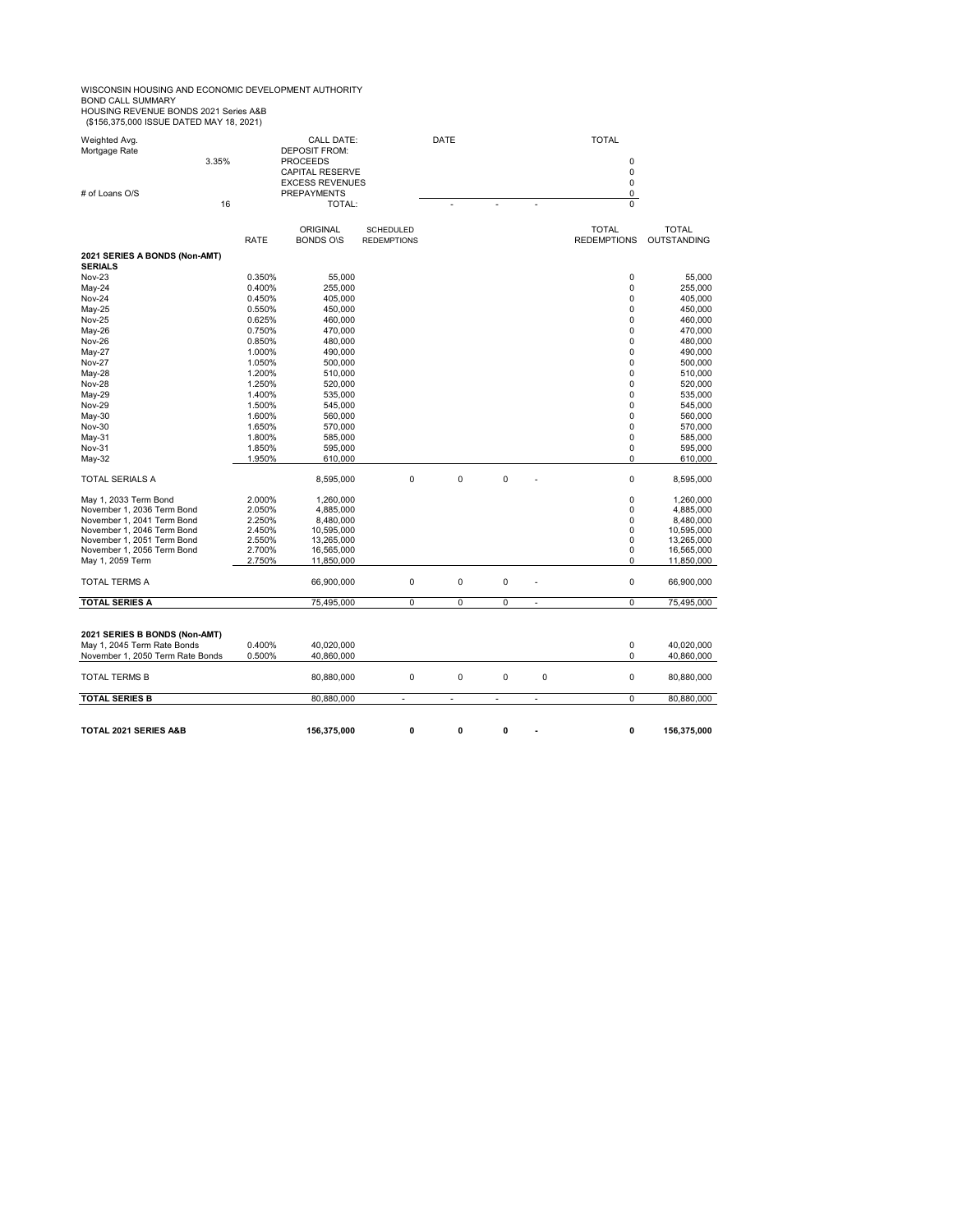WISCONSIN HOUSING AND ECONOMIC DEVELOPMENT AUTHORITY
BOND CALL SUMMARY
HOUSING REVENUE BONDS 2021 Series A&B
($156,375,000 ISSUE DATED MAY 18, 2021)

| | | | | | | | | |
|---|---|---|---|---|---|---|---|---|
| Weighted Avg. Mortgage Rate | | CALL DATE: | | DATE | | | | TOTAL |
| | | DEPOSIT FROM: | | | | | | |
| 3.35% | | PROCEEDS | | | | | | 0 |
| | | CAPITAL RESERVE | | | | | | 0 |
| | | EXCESS REVENUES | | | | | | 0 |
| # of Loans O/S | | PREPAYMENTS | | | | | | 0 |
| 16 | | TOTAL: | | - | - | - | | 0 |

| | RATE | ORIGINAL BONDS O\S | SCHEDULED REDEMPTIONS | | | | TOTAL REDEMPTIONS | TOTAL OUTSTANDING |
|---|---|---|---|---|---|---|---|---|
| **2021 SERIES A BONDS (Non-AMT)** | | | | | | | | |
| **SERIALS** | | | | | | | | |
| Nov-23 | 0.350% | 55,000 | | | | | 0 | 55,000 |
| May-24 | 0.400% | 255,000 | | | | | 0 | 255,000 |
| Nov-24 | 0.450% | 405,000 | | | | | 0 | 405,000 |
| May-25 | 0.550% | 450,000 | | | | | 0 | 450,000 |
| Nov-25 | 0.625% | 460,000 | | | | | 0 | 460,000 |
| May-26 | 0.750% | 470,000 | | | | | 0 | 470,000 |
| Nov-26 | 0.850% | 480,000 | | | | | 0 | 480,000 |
| May-27 | 1.000% | 490,000 | | | | | 0 | 490,000 |
| Nov-27 | 1.050% | 500,000 | | | | | 0 | 500,000 |
| May-28 | 1.200% | 510,000 | | | | | 0 | 510,000 |
| Nov-28 | 1.250% | 520,000 | | | | | 0 | 520,000 |
| May-29 | 1.400% | 535,000 | | | | | 0 | 535,000 |
| Nov-29 | 1.500% | 545,000 | | | | | 0 | 545,000 |
| May-30 | 1.600% | 560,000 | | | | | 0 | 560,000 |
| Nov-30 | 1.650% | 570,000 | | | | | 0 | 570,000 |
| May-31 | 1.800% | 585,000 | | | | | 0 | 585,000 |
| Nov-31 | 1.850% | 595,000 | | | | | 0 | 595,000 |
| May-32 | 1.950% | 610,000 | | | | | 0 | 610,000 |
| TOTAL SERIALS A | | 8,595,000 | 0 | 0 | 0 | - | 0 | 8,595,000 |
| May 1, 2033 Term Bond | 2.000% | 1,260,000 | | | | | 0 | 1,260,000 |
| November 1, 2036 Term Bond | 2.050% | 4,885,000 | | | | | 0 | 4,885,000 |
| November 1, 2041 Term Bond | 2.250% | 8,480,000 | | | | | 0 | 8,480,000 |
| November 1, 2046 Term Bond | 2.450% | 10,595,000 | | | | | 0 | 10,595,000 |
| November 1, 2051 Term Bond | 2.550% | 13,265,000 | | | | | 0 | 13,265,000 |
| November 1, 2056 Term Bond | 2.700% | 16,565,000 | | | | | 0 | 16,565,000 |
| May 1, 2059 Term | 2.750% | 11,850,000 | | | | | 0 | 11,850,000 |
| TOTAL TERMS A | | 66,900,000 | 0 | 0 | 0 | - | 0 | 66,900,000 |
| **TOTAL SERIES A** | | 75,495,000 | 0 | 0 | 0 | - | 0 | 75,495,000 |
| | | | | | | | | |
| **2021 SERIES B BONDS (Non-AMT)** | | | | | | | | |
| May 1, 2045 Term Rate Bonds | 0.400% | 40,020,000 | | | | | 0 | 40,020,000 |
| November 1, 2050 Term Rate Bonds | 0.500% | 40,860,000 | | | | | 0 | 40,860,000 |
| TOTAL TERMS B | | 80,880,000 | 0 | 0 | 0 | 0 | 0 | 80,880,000 |
| **TOTAL SERIES B** | | 80,880,000 | - | - | - | - | 0 | 80,880,000 |
| | | | | | | | | |
| **TOTAL 2021 SERIES A&B** | | **156,375,000** | **0** | **0** | **0** | **-** | **0** | **156,375,000** |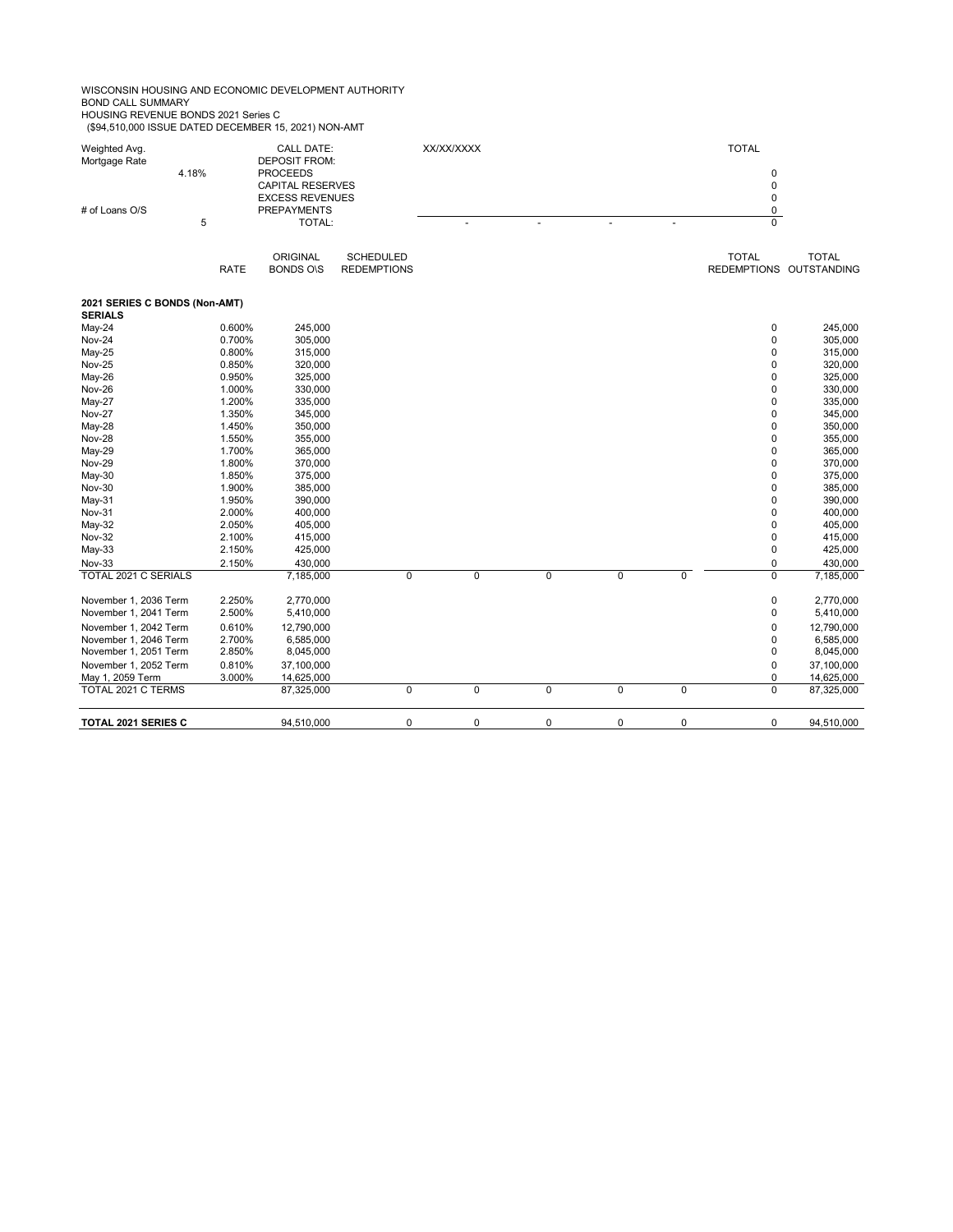WISCONSIN HOUSING AND ECONOMIC DEVELOPMENT AUTHORITY
BOND CALL SUMMARY
HOUSING REVENUE BONDS 2021 Series C
($94,510,000 ISSUE DATED DECEMBER 15, 2021) NON-AMT

| | | | | | | |
|---|---|---|---|---|---|---|
| Weighted Avg. Mortgage Rate | CALL DATE: | XX/XX/XXXX | | | | TOTAL |
| 4.18% | DEPOSIT FROM: | | | | | |
| | PROCEEDS | | | | | 0 |
| | CAPITAL RESERVES | | | | | 0 |
| | EXCESS REVENUES | | | | | 0 |
| # of Loans O/S | PREPAYMENTS | | | | | 0 |
| 5 | TOTAL: | - | - | - | - | 0 |

| | RATE | ORIGINAL BONDS O\S | SCHEDULED REDEMPTIONS | | | | | TOTAL REDEMPTIONS | TOTAL OUTSTANDING |
|---|---|---|---|---|---|---|---|---|---|
| **2021 SERIES C BONDS (Non-AMT)** | | | | | | | | | |
| **SERIALS** | | | | | | | | | |
| May-24 | 0.600% | 245,000 | | | | | | 0 | 245,000 |
| Nov-24 | 0.700% | 305,000 | | | | | | 0 | 305,000 |
| May-25 | 0.800% | 315,000 | | | | | | 0 | 315,000 |
| Nov-25 | 0.850% | 320,000 | | | | | | 0 | 320,000 |
| May-26 | 0.950% | 325,000 | | | | | | 0 | 325,000 |
| Nov-26 | 1.000% | 330,000 | | | | | | 0 | 330,000 |
| May-27 | 1.200% | 335,000 | | | | | | 0 | 335,000 |
| Nov-27 | 1.350% | 345,000 | | | | | | 0 | 345,000 |
| May-28 | 1.450% | 350,000 | | | | | | 0 | 350,000 |
| Nov-28 | 1.550% | 355,000 | | | | | | 0 | 355,000 |
| May-29 | 1.700% | 365,000 | | | | | | 0 | 365,000 |
| Nov-29 | 1.800% | 370,000 | | | | | | 0 | 370,000 |
| May-30 | 1.850% | 375,000 | | | | | | 0 | 375,000 |
| Nov-30 | 1.900% | 385,000 | | | | | | 0 | 385,000 |
| May-31 | 1.950% | 390,000 | | | | | | 0 | 390,000 |
| Nov-31 | 2.000% | 400,000 | | | | | | 0 | 400,000 |
| May-32 | 2.050% | 405,000 | | | | | | 0 | 405,000 |
| Nov-32 | 2.100% | 415,000 | | | | | | 0 | 415,000 |
| May-33 | 2.150% | 425,000 | | | | | | 0 | 425,000 |
| Nov-33 | 2.150% | 430,000 | | | | | | 0 | 430,000 |
| TOTAL 2021 C SERIALS | | 7,185,000 | 0 | 0 | 0 | 0 | 0 | 0 | 7,185,000 |
| November 1, 2036 Term | 2.250% | 2,770,000 | | | | | | 0 | 2,770,000 |
| November 1, 2041 Term | 2.500% | 5,410,000 | | | | | | 0 | 5,410,000 |
| November 1, 2042 Term | 0.610% | 12,790,000 | | | | | | 0 | 12,790,000 |
| November 1, 2046 Term | 2.700% | 6,585,000 | | | | | | 0 | 6,585,000 |
| November 1, 2051 Term | 2.850% | 8,045,000 | | | | | | 0 | 8,045,000 |
| November 1, 2052 Term | 0.810% | 37,100,000 | | | | | | 0 | 37,100,000 |
| May 1, 2059 Term | 3.000% | 14,625,000 | | | | | | 0 | 14,625,000 |
| TOTAL 2021 C TERMS | | 87,325,000 | 0 | 0 | 0 | 0 | 0 | 0 | 87,325,000 |
| **TOTAL 2021 SERIES C** | | 94,510,000 | 0 | 0 | 0 | 0 | 0 | 0 | 94,510,000 |